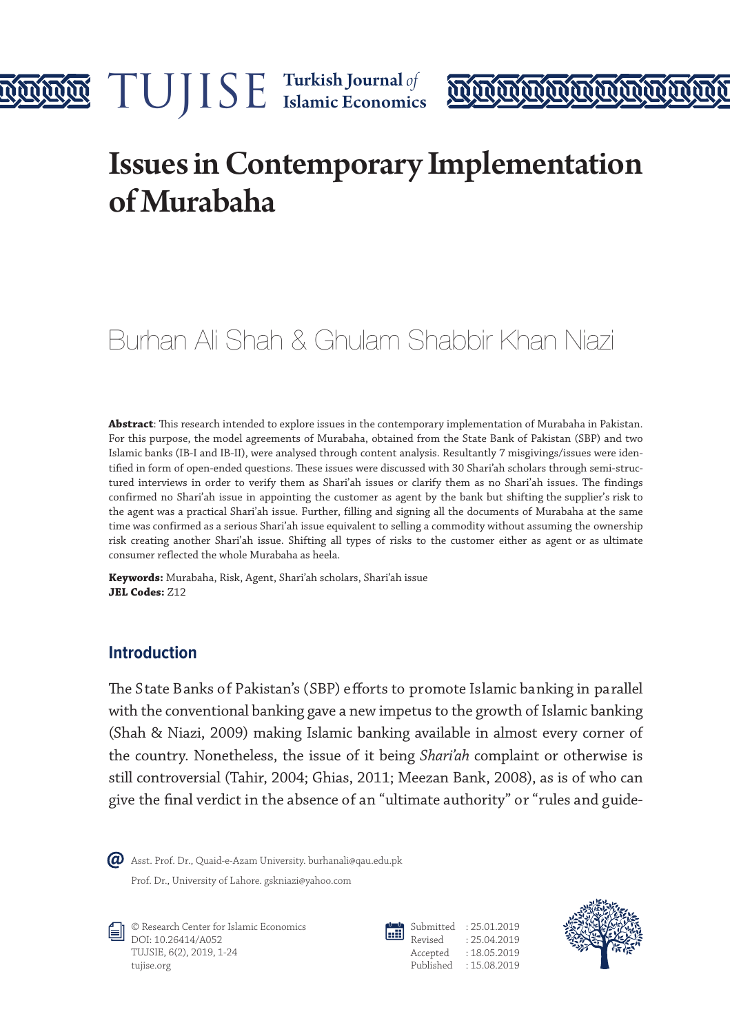# Issues in Contemporary Implementation of Murabaha

Burhan Ali Shah & Ghulam Shabbir Khan Niazi

**Abstract**: This research intended to explore issues in the contemporary implementation of Murabaha in Pakistan. For this purpose, the model agreements of Murabaha, obtained from the State Bank of Pakistan (SBP) and two Islamic banks (IB-I and IB-II), were analysed through content analysis. Resultantly 7 misgivings/issues were identified in form of open-ended questions. These issues were discussed with 30 Shari'ah scholars through semi-structured interviews in order to verify them as Shari'ah issues or clarify them as no Shari'ah issues. The findings confirmed no Shari'ah issue in appointing the customer as agent by the bank but shifting the supplier's risk to the agent was a practical Shari'ah issue. Further, filling and signing all the documents of Murabaha at the same time was confirmed as a serious Shari'ah issue equivalent to selling a commodity without assuming the ownership risk creating another Shari'ah issue. Shifting all types of risks to the customer either as agent or as ultimate consumer reflected the whole Murabaha as heela.

**Keywords:** Murabaha, Risk, Agent, Shari'ah scholars, Shari'ah issue
**JEL Codes:** Z12

## Introduction

The State Banks of Pakistan's (SBP) efforts to promote Islamic banking in parallel with the conventional banking gave a new impetus to the growth of Islamic banking (Shah & Niazi, 2009) making Islamic banking available in almost every corner of the country. Nonetheless, the issue of it being *Shari'ah* complaint or otherwise is still controversial (Tahir, 2004; Ghias, 2011; Meezan Bank, 2008), as is of who can give the final verdict in the absence of an "ultimate authority" or "rules and guide-

Asst. Prof. Dr., Quaid-e-Azam University. burhanali@qau.edu.pk

Prof. Dr., University of Lahore. gskniazi@yahoo.com

© Research Center for Islamic Economics
DOI: 10.26414/A052
TUJSIE, 6(2), 2019, 1-24
tujise.org

Submitted : 25.01.2019
Revised : 25.04.2019
Accepted : 18.05.2019
Published : 15.08.2019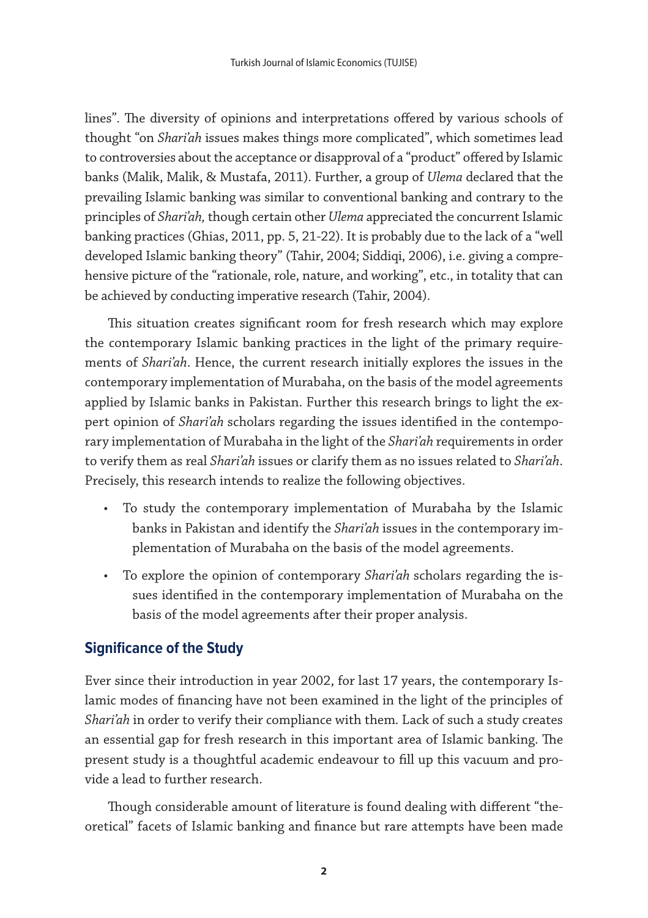lines". The diversity of opinions and interpretations offered by various schools of thought "on *Shari'ah* issues makes things more complicated", which sometimes lead to controversies about the acceptance or disapproval of a "product" offered by Islamic banks (Malik, Malik, & Mustafa, 2011). Further, a group of *Ulema* declared that the prevailing Islamic banking was similar to conventional banking and contrary to the principles of *Shari'ah,* though certain other *Ulema* appreciated the concurrent Islamic banking practices (Ghias, 2011, pp. 5, 21-22). It is probably due to the lack of a "well developed Islamic banking theory" (Tahir, 2004; Siddiqi, 2006), i.e. giving a comprehensive picture of the "rationale, role, nature, and working", etc., in totality that can be achieved by conducting imperative research (Tahir, 2004).

This situation creates significant room for fresh research which may explore the contemporary Islamic banking practices in the light of the primary requirements of *Shari'ah*. Hence, the current research initially explores the issues in the contemporary implementation of Murabaha, on the basis of the model agreements applied by Islamic banks in Pakistan. Further this research brings to light the expert opinion of *Shari'ah* scholars regarding the issues identified in the contemporary implementation of Murabaha in the light of the *Shari'ah* requirements in order to verify them as real *Shari'ah* issues or clarify them as no issues related to *Shari'ah*. Precisely, this research intends to realize the following objectives.

- To study the contemporary implementation of Murabaha by the Islamic banks in Pakistan and identify the *Shari'ah* issues in the contemporary implementation of Murabaha on the basis of the model agreements.
- To explore the opinion of contemporary *Shari'ah* scholars regarding the issues identified in the contemporary implementation of Murabaha on the basis of the model agreements after their proper analysis.

## Significance of the Study

Ever since their introduction in year 2002, for last 17 years, the contemporary Islamic modes of financing have not been examined in the light of the principles of *Shari'ah* in order to verify their compliance with them. Lack of such a study creates an essential gap for fresh research in this important area of Islamic banking. The present study is a thoughtful academic endeavour to fill up this vacuum and provide a lead to further research.

Though considerable amount of literature is found dealing with different "theoretical" facets of Islamic banking and finance but rare attempts have been made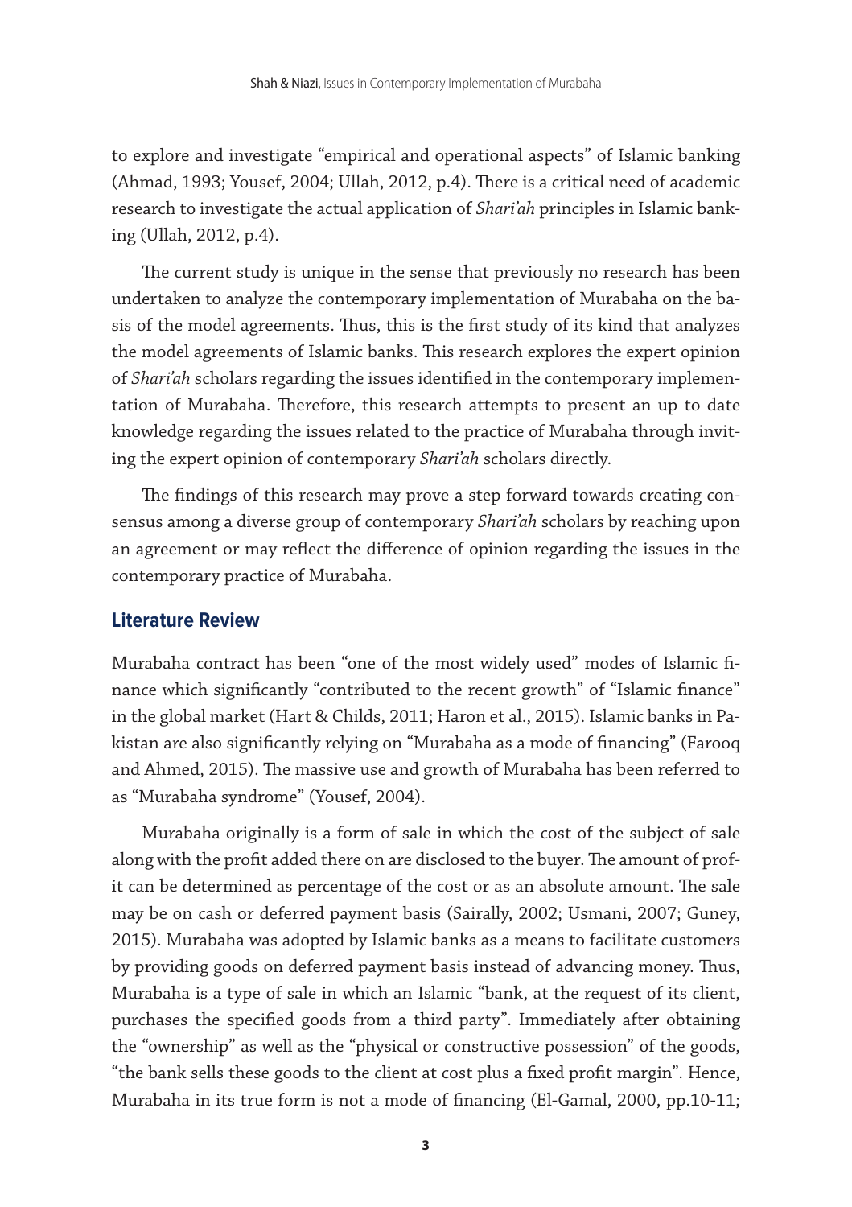to explore and investigate "empirical and operational aspects" of Islamic banking (Ahmad, 1993; Yousef, 2004; Ullah, 2012, p.4). There is a critical need of academic research to investigate the actual application of *Shari'ah* principles in Islamic banking (Ullah, 2012, p.4).

The current study is unique in the sense that previously no research has been undertaken to analyze the contemporary implementation of Murabaha on the basis of the model agreements. Thus, this is the first study of its kind that analyzes the model agreements of Islamic banks. This research explores the expert opinion of *Shari'ah* scholars regarding the issues identified in the contemporary implementation of Murabaha. Therefore, this research attempts to present an up to date knowledge regarding the issues related to the practice of Murabaha through inviting the expert opinion of contemporary *Shari'ah* scholars directly.

The findings of this research may prove a step forward towards creating consensus among a diverse group of contemporary *Shari'ah* scholars by reaching upon an agreement or may reflect the difference of opinion regarding the issues in the contemporary practice of Murabaha.

## Literature Review

Murabaha contract has been "one of the most widely used" modes of Islamic finance which significantly "contributed to the recent growth" of "Islamic finance" in the global market (Hart & Childs, 2011; Haron et al., 2015). Islamic banks in Pakistan are also significantly relying on "Murabaha as a mode of financing" (Farooq and Ahmed, 2015). The massive use and growth of Murabaha has been referred to as "Murabaha syndrome" (Yousef, 2004).

Murabaha originally is a form of sale in which the cost of the subject of sale along with the profit added there on are disclosed to the buyer. The amount of profit can be determined as percentage of the cost or as an absolute amount. The sale may be on cash or deferred payment basis (Sairally, 2002; Usmani, 2007; Guney, 2015). Murabaha was adopted by Islamic banks as a means to facilitate customers by providing goods on deferred payment basis instead of advancing money. Thus, Murabaha is a type of sale in which an Islamic "bank, at the request of its client, purchases the specified goods from a third party". Immediately after obtaining the "ownership" as well as the "physical or constructive possession" of the goods, "the bank sells these goods to the client at cost plus a fixed profit margin". Hence, Murabaha in its true form is not a mode of financing (El-Gamal, 2000, pp.10-11;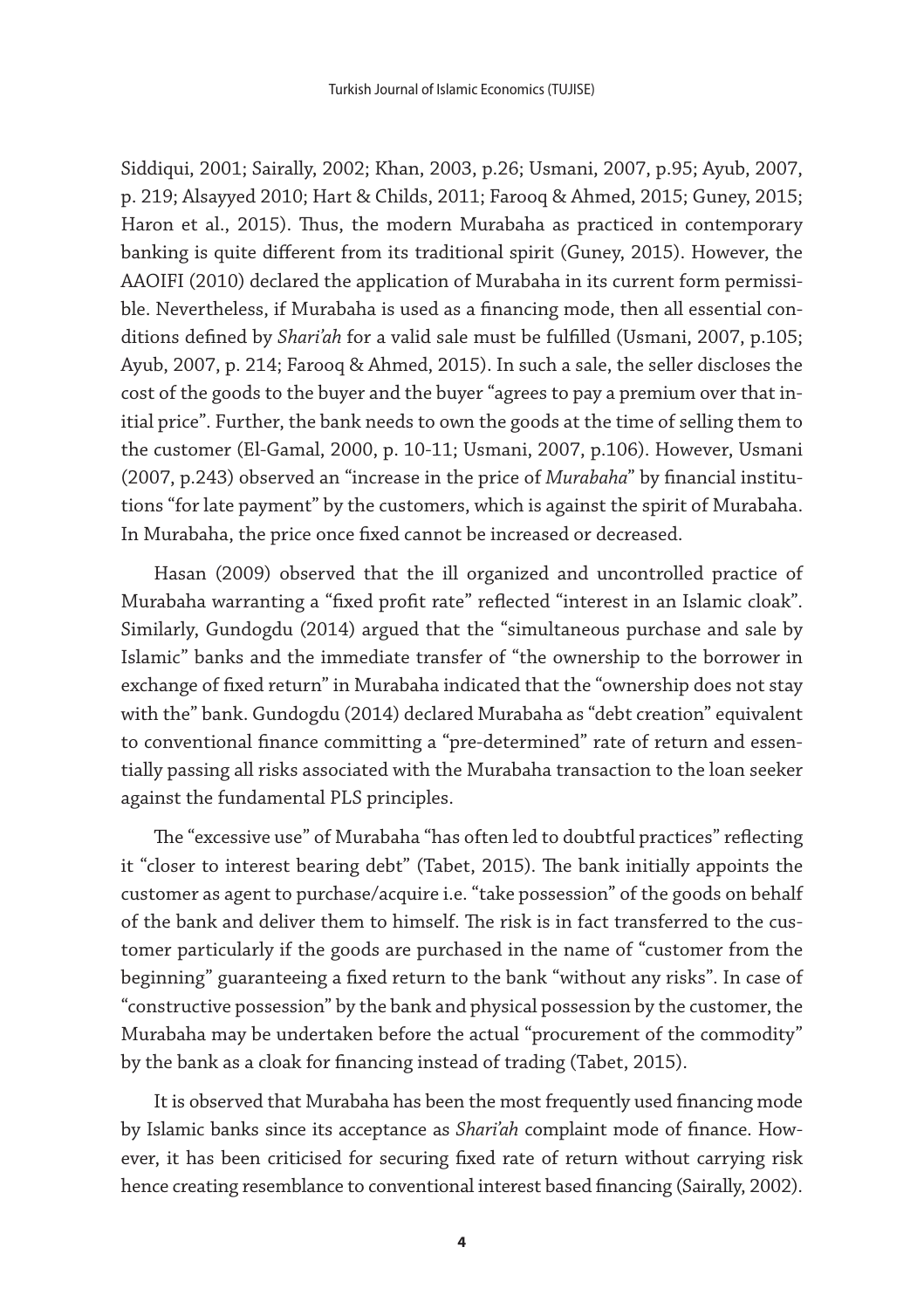Siddiqui, 2001; Sairally, 2002; Khan, 2003, p.26; Usmani, 2007, p.95; Ayub, 2007, p. 219; Alsayyed 2010; Hart & Childs, 2011; Farooq & Ahmed, 2015; Guney, 2015; Haron et al., 2015). Thus, the modern Murabaha as practiced in contemporary banking is quite different from its traditional spirit (Guney, 2015). However, the AAOIFI (2010) declared the application of Murabaha in its current form permissible. Nevertheless, if Murabaha is used as a financing mode, then all essential conditions defined by *Shari'ah* for a valid sale must be fulfilled (Usmani, 2007, p.105; Ayub, 2007, p. 214; Farooq & Ahmed, 2015). In such a sale, the seller discloses the cost of the goods to the buyer and the buyer "agrees to pay a premium over that initial price". Further, the bank needs to own the goods at the time of selling them to the customer (El-Gamal, 2000, p. 10-11; Usmani, 2007, p.106). However, Usmani (2007, p.243) observed an "increase in the price of *Murabaha*" by financial institutions "for late payment" by the customers, which is against the spirit of Murabaha. In Murabaha, the price once fixed cannot be increased or decreased.

Hasan (2009) observed that the ill organized and uncontrolled practice of Murabaha warranting a "fixed profit rate" reflected "interest in an Islamic cloak". Similarly, Gundogdu (2014) argued that the "simultaneous purchase and sale by Islamic" banks and the immediate transfer of "the ownership to the borrower in exchange of fixed return" in Murabaha indicated that the "ownership does not stay with the" bank. Gundogdu (2014) declared Murabaha as "debt creation" equivalent to conventional finance committing a "pre-determined" rate of return and essentially passing all risks associated with the Murabaha transaction to the loan seeker against the fundamental PLS principles.

The "excessive use" of Murabaha "has often led to doubtful practices" reflecting it "closer to interest bearing debt" (Tabet, 2015). The bank initially appoints the customer as agent to purchase/acquire i.e. "take possession" of the goods on behalf of the bank and deliver them to himself. The risk is in fact transferred to the customer particularly if the goods are purchased in the name of "customer from the beginning" guaranteeing a fixed return to the bank "without any risks". In case of "constructive possession" by the bank and physical possession by the customer, the Murabaha may be undertaken before the actual "procurement of the commodity" by the bank as a cloak for financing instead of trading (Tabet, 2015).

It is observed that Murabaha has been the most frequently used financing mode by Islamic banks since its acceptance as *Shari'ah* complaint mode of finance. However, it has been criticised for securing fixed rate of return without carrying risk hence creating resemblance to conventional interest based financing (Sairally, 2002).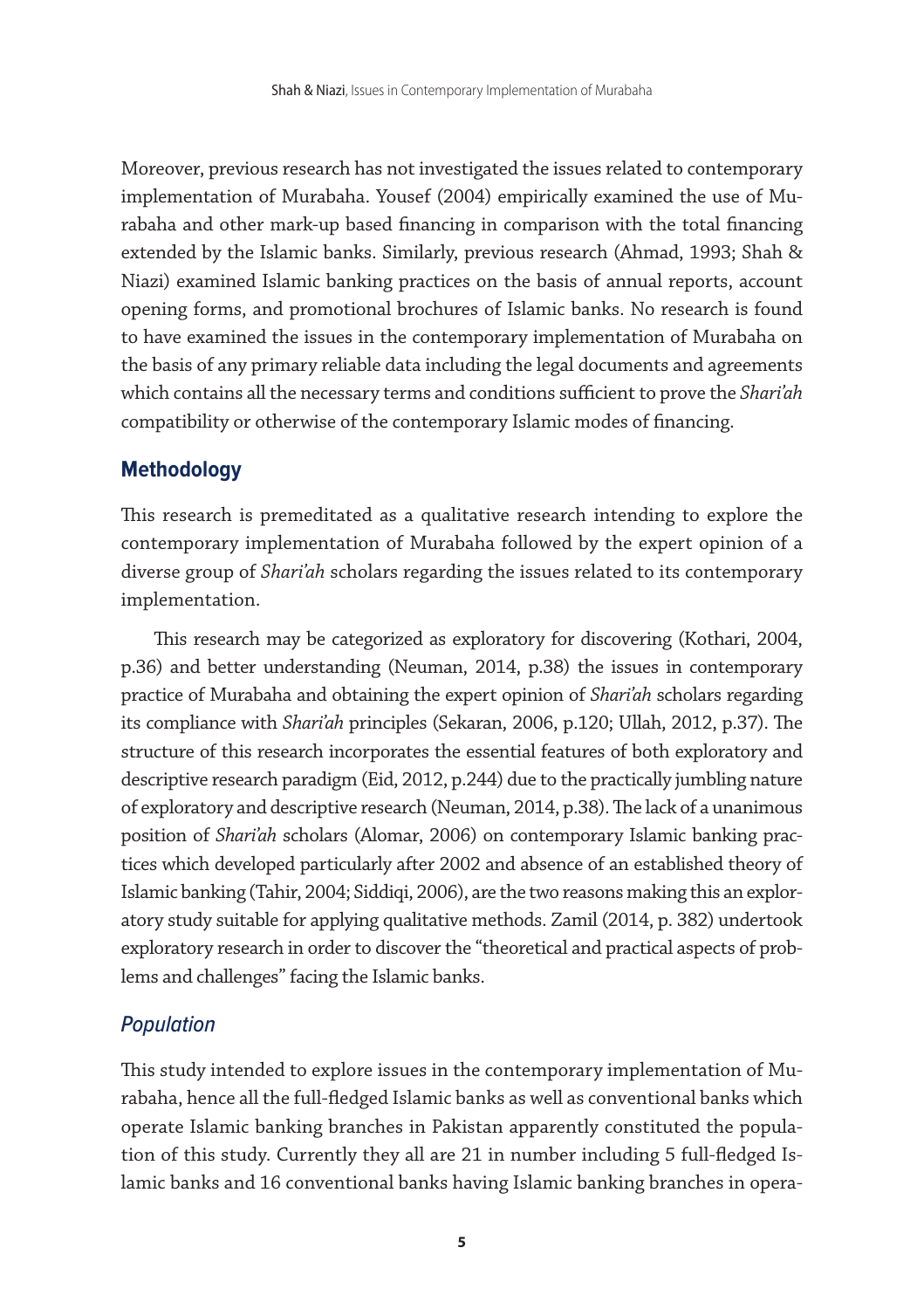Moreover, previous research has not investigated the issues related to contemporary implementation of Murabaha. Yousef (2004) empirically examined the use of Murabaha and other mark-up based financing in comparison with the total financing extended by the Islamic banks. Similarly, previous research (Ahmad, 1993; Shah & Niazi) examined Islamic banking practices on the basis of annual reports, account opening forms, and promotional brochures of Islamic banks. No research is found to have examined the issues in the contemporary implementation of Murabaha on the basis of any primary reliable data including the legal documents and agreements which contains all the necessary terms and conditions sufficient to prove the *Shari'ah* compatibility or otherwise of the contemporary Islamic modes of financing.

## Methodology

This research is premeditated as a qualitative research intending to explore the contemporary implementation of Murabaha followed by the expert opinion of a diverse group of *Shari'ah* scholars regarding the issues related to its contemporary implementation.

This research may be categorized as exploratory for discovering (Kothari, 2004, p.36) and better understanding (Neuman, 2014, p.38) the issues in contemporary practice of Murabaha and obtaining the expert opinion of *Shari'ah* scholars regarding its compliance with *Shari'ah* principles (Sekaran, 2006, p.120; Ullah, 2012, p.37). The structure of this research incorporates the essential features of both exploratory and descriptive research paradigm (Eid, 2012, p.244) due to the practically jumbling nature of exploratory and descriptive research (Neuman, 2014, p.38). The lack of a unanimous position of *Shari'ah* scholars (Alomar, 2006) on contemporary Islamic banking practices which developed particularly after 2002 and absence of an established theory of Islamic banking (Tahir, 2004; Siddiqi, 2006), are the two reasons making this an exploratory study suitable for applying qualitative methods. Zamil (2014, p. 382) undertook exploratory research in order to discover the "theoretical and practical aspects of problems and challenges" facing the Islamic banks.

### *Population*

This study intended to explore issues in the contemporary implementation of Murabaha, hence all the full-fledged Islamic banks as well as conventional banks which operate Islamic banking branches in Pakistan apparently constituted the population of this study. Currently they all are 21 in number including 5 full-fledged Islamic banks and 16 conventional banks having Islamic banking branches in opera-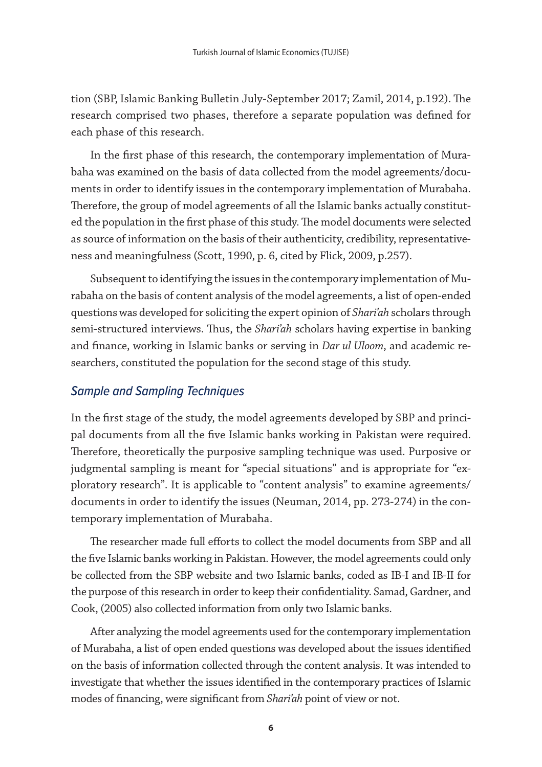tion (SBP, Islamic Banking Bulletin July-September 2017; Zamil, 2014, p.192). The research comprised two phases, therefore a separate population was defined for each phase of this research.

In the first phase of this research, the contemporary implementation of Murabaha was examined on the basis of data collected from the model agreements/documents in order to identify issues in the contemporary implementation of Murabaha. Therefore, the group of model agreements of all the Islamic banks actually constituted the population in the first phase of this study. The model documents were selected as source of information on the basis of their authenticity, credibility, representativeness and meaningfulness (Scott, 1990, p. 6, cited by Flick, 2009, p.257).

Subsequent to identifying the issues in the contemporary implementation of Murabaha on the basis of content analysis of the model agreements, a list of open-ended questions was developed for soliciting the expert opinion of *Shari'ah* scholars through semi-structured interviews. Thus, the *Shari'ah* scholars having expertise in banking and finance, working in Islamic banks or serving in *Dar ul Uloom*, and academic researchers, constituted the population for the second stage of this study.

### *Sample and Sampling Techniques*

In the first stage of the study, the model agreements developed by SBP and principal documents from all the five Islamic banks working in Pakistan were required. Therefore, theoretically the purposive sampling technique was used. Purposive or judgmental sampling is meant for "special situations" and is appropriate for "exploratory research". It is applicable to "content analysis" to examine agreements/documents in order to identify the issues (Neuman, 2014, pp. 273-274) in the contemporary implementation of Murabaha.

The researcher made full efforts to collect the model documents from SBP and all the five Islamic banks working in Pakistan. However, the model agreements could only be collected from the SBP website and two Islamic banks, coded as IB-I and IB-II for the purpose of this research in order to keep their confidentiality. Samad, Gardner, and Cook, (2005) also collected information from only two Islamic banks.

After analyzing the model agreements used for the contemporary implementation of Murabaha, a list of open ended questions was developed about the issues identified on the basis of information collected through the content analysis. It was intended to investigate that whether the issues identified in the contemporary practices of Islamic modes of financing, were significant from *Shari'ah* point of view or not.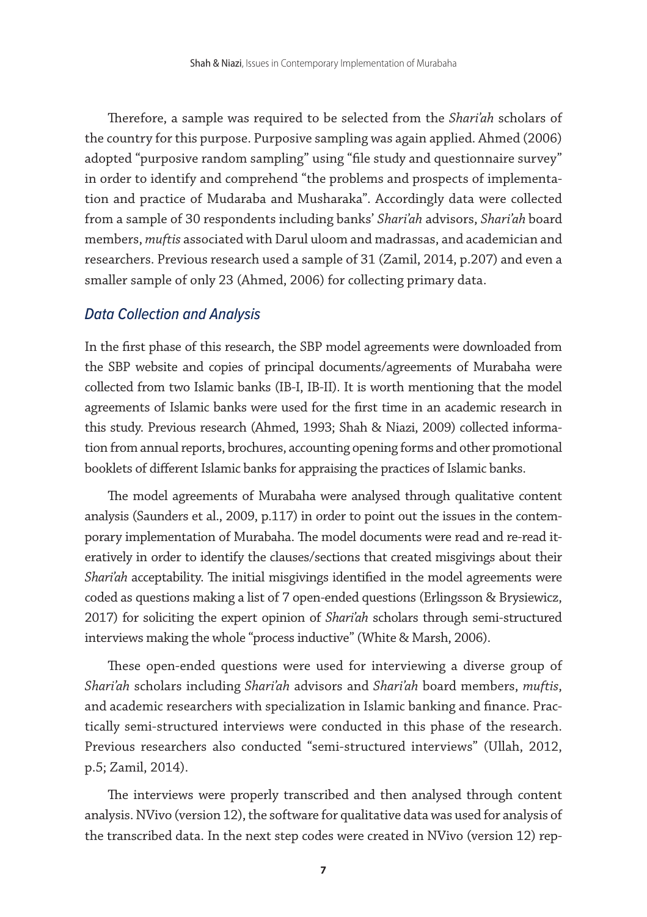Therefore, a sample was required to be selected from the *Shari'ah* scholars of the country for this purpose. Purposive sampling was again applied. Ahmed (2006) adopted "purposive random sampling" using "file study and questionnaire survey" in order to identify and comprehend "the problems and prospects of implementation and practice of Mudaraba and Musharaka". Accordingly data were collected from a sample of 30 respondents including banks' *Shari'ah* advisors, *Shari'ah* board members, *muftis* associated with Darul uloom and madrassas, and academician and researchers. Previous research used a sample of 31 (Zamil, 2014, p.207) and even a smaller sample of only 23 (Ahmed, 2006) for collecting primary data.

### *Data Collection and Analysis*

In the first phase of this research, the SBP model agreements were downloaded from the SBP website and copies of principal documents/agreements of Murabaha were collected from two Islamic banks (IB-I, IB-II). It is worth mentioning that the model agreements of Islamic banks were used for the first time in an academic research in this study. Previous research (Ahmed, 1993; Shah & Niazi, 2009) collected information from annual reports, brochures, accounting opening forms and other promotional booklets of different Islamic banks for appraising the practices of Islamic banks.

The model agreements of Murabaha were analysed through qualitative content analysis (Saunders et al., 2009, p.117) in order to point out the issues in the contemporary implementation of Murabaha. The model documents were read and re-read iteratively in order to identify the clauses/sections that created misgivings about their *Shari'ah* acceptability. The initial misgivings identified in the model agreements were coded as questions making a list of 7 open-ended questions (Erlingsson & Brysiewicz, 2017) for soliciting the expert opinion of *Shari'ah* scholars through semi-structured interviews making the whole "process inductive" (White & Marsh, 2006).

These open-ended questions were used for interviewing a diverse group of *Shari'ah* scholars including *Shari'ah* advisors and *Shari'ah* board members, *muftis*, and academic researchers with specialization in Islamic banking and finance. Practically semi-structured interviews were conducted in this phase of the research. Previous researchers also conducted "semi-structured interviews" (Ullah, 2012, p.5; Zamil, 2014).

The interviews were properly transcribed and then analysed through content analysis. NVivo (version 12), the software for qualitative data was used for analysis of the transcribed data. In the next step codes were created in NVivo (version 12) rep-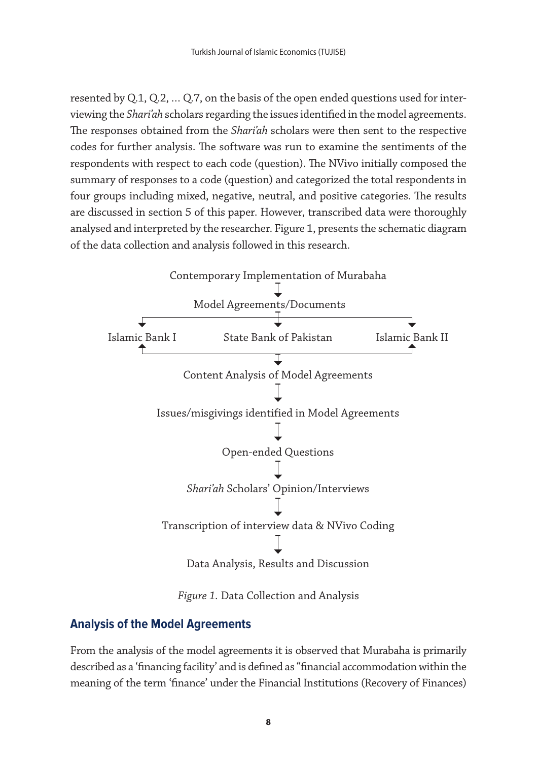resented by Q.1, Q.2, ... Q.7, on the basis of the open ended questions used for interviewing the *Shari'ah* scholars regarding the issues identified in the model agreements. The responses obtained from the *Shari'ah* scholars were then sent to the respective codes for further analysis. The software was run to examine the sentiments of the respondents with respect to each code (question). The NVivo initially composed the summary of responses to a code (question) and categorized the total respondents in four groups including mixed, negative, neutral, and positive categories. The results are discussed in section 5 of this paper. However, transcribed data were thoroughly analysed and interpreted by the researcher. Figure 1, presents the schematic diagram of the data collection and analysis followed in this research.

Contemporary Implementation of Murabaha

↓

Model Agreements/Documents

↓

Islamic Bank I | State Bank of Pakistan | Islamic Bank II

↓

Content Analysis of Model Agreements

↓

Issues/misgivings identified in Model Agreements

↓

Open-ended Questions

↓

*Shari'ah* Scholars' Opinion/Interviews

↓

Transcription of interview data & NVivo Coding

↓

Data Analysis, Results and Discussion

*Figure 1.* Data Collection and Analysis

## Analysis of the Model Agreements

From the analysis of the model agreements it is observed that Murabaha is primarily described as a 'financing facility' and is defined as "financial accommodation within the meaning of the term 'finance' under the Financial Institutions (Recovery of Finances)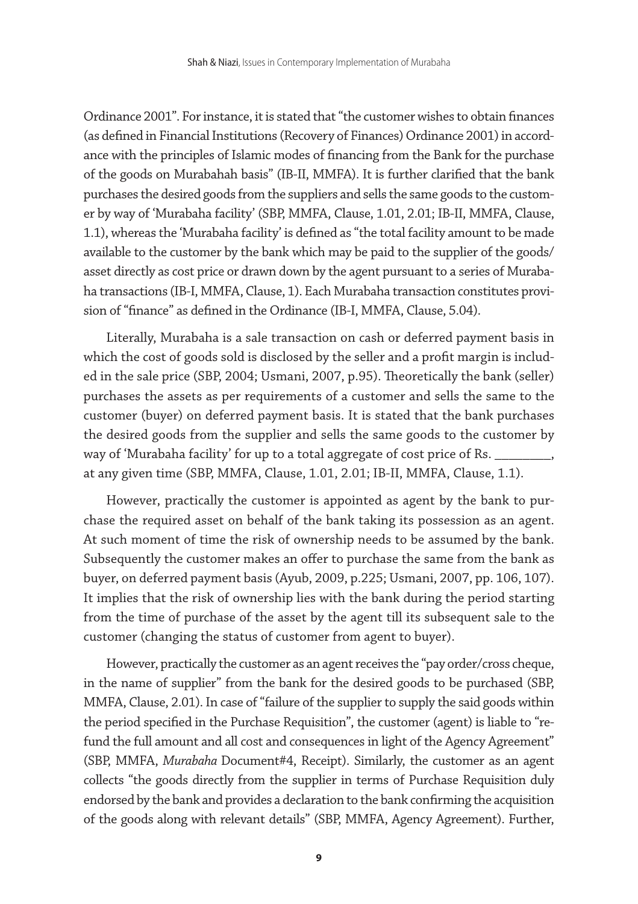Ordinance 2001". For instance, it is stated that "the customer wishes to obtain finances (as defined in Financial Institutions (Recovery of Finances) Ordinance 2001) in accordance with the principles of Islamic modes of financing from the Bank for the purchase of the goods on Murabahah basis" (IB-II, MMFA). It is further clarified that the bank purchases the desired goods from the suppliers and sells the same goods to the customer by way of 'Murabaha facility' (SBP, MMFA, Clause, 1.01, 2.01; IB-II, MMFA, Clause, 1.1), whereas the 'Murabaha facility' is defined as "the total facility amount to be made available to the customer by the bank which may be paid to the supplier of the goods/ asset directly as cost price or drawn down by the agent pursuant to a series of Murabaha transactions (IB-I, MMFA, Clause, 1). Each Murabaha transaction constitutes provision of "finance" as defined in the Ordinance (IB-I, MMFA, Clause, 5.04).

Literally, Murabaha is a sale transaction on cash or deferred payment basis in which the cost of goods sold is disclosed by the seller and a profit margin is included in the sale price (SBP, 2004; Usmani, 2007, p.95). Theoretically the bank (seller) purchases the assets as per requirements of a customer and sells the same to the customer (buyer) on deferred payment basis. It is stated that the bank purchases the desired goods from the supplier and sells the same goods to the customer by way of 'Murabaha facility' for up to a total aggregate of cost price of Rs. _________, at any given time (SBP, MMFA, Clause, 1.01, 2.01; IB-II, MMFA, Clause, 1.1).

However, practically the customer is appointed as agent by the bank to purchase the required asset on behalf of the bank taking its possession as an agent. At such moment of time the risk of ownership needs to be assumed by the bank. Subsequently the customer makes an offer to purchase the same from the bank as buyer, on deferred payment basis (Ayub, 2009, p.225; Usmani, 2007, pp. 106, 107). It implies that the risk of ownership lies with the bank during the period starting from the time of purchase of the asset by the agent till its subsequent sale to the customer (changing the status of customer from agent to buyer).

However, practically the customer as an agent receives the "pay order/cross cheque, in the name of supplier" from the bank for the desired goods to be purchased (SBP, MMFA, Clause, 2.01). In case of "failure of the supplier to supply the said goods within the period specified in the Purchase Requisition", the customer (agent) is liable to "refund the full amount and all cost and consequences in light of the Agency Agreement" (SBP, MMFA, *Murabaha* Document#4, Receipt). Similarly, the customer as an agent collects "the goods directly from the supplier in terms of Purchase Requisition duly endorsed by the bank and provides a declaration to the bank confirming the acquisition of the goods along with relevant details" (SBP, MMFA, Agency Agreement). Further,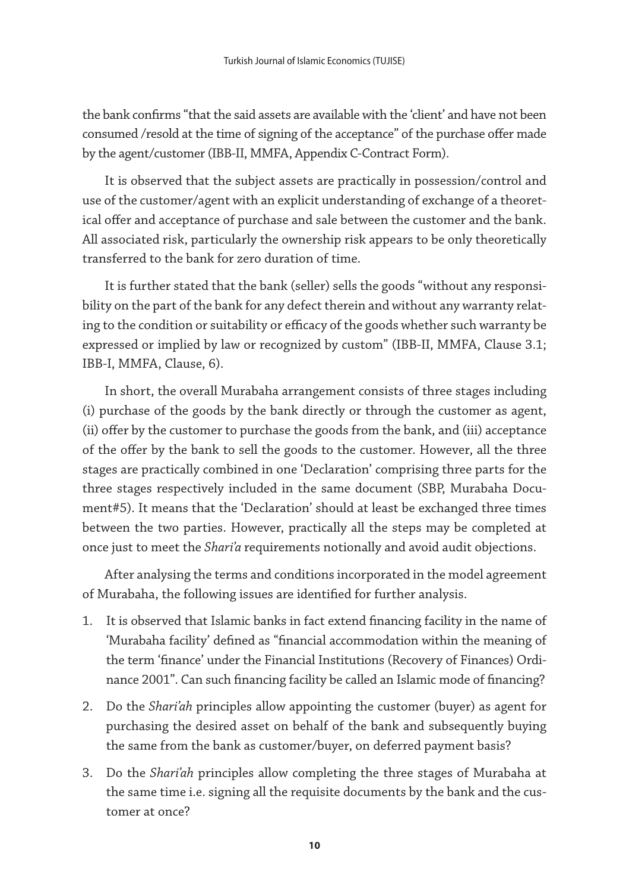the bank confirms "that the said assets are available with the 'client' and have not been consumed /resold at the time of signing of the acceptance" of the purchase offer made by the agent/customer (IBB-II, MMFA, Appendix C-Contract Form).

It is observed that the subject assets are practically in possession/control and use of the customer/agent with an explicit understanding of exchange of a theoretical offer and acceptance of purchase and sale between the customer and the bank. All associated risk, particularly the ownership risk appears to be only theoretically transferred to the bank for zero duration of time.

It is further stated that the bank (seller) sells the goods "without any responsibility on the part of the bank for any defect therein and without any warranty relating to the condition or suitability or efficacy of the goods whether such warranty be expressed or implied by law or recognized by custom" (IBB-II, MMFA, Clause 3.1; IBB-I, MMFA, Clause, 6).

In short, the overall Murabaha arrangement consists of three stages including (i) purchase of the goods by the bank directly or through the customer as agent, (ii) offer by the customer to purchase the goods from the bank, and (iii) acceptance of the offer by the bank to sell the goods to the customer. However, all the three stages are practically combined in one 'Declaration' comprising three parts for the three stages respectively included in the same document (SBP, Murabaha Document#5). It means that the 'Declaration' should at least be exchanged three times between the two parties. However, practically all the steps may be completed at once just to meet the *Shari'a* requirements notionally and avoid audit objections.

After analysing the terms and conditions incorporated in the model agreement of Murabaha, the following issues are identified for further analysis.

1. It is observed that Islamic banks in fact extend financing facility in the name of 'Murabaha facility' defined as "financial accommodation within the meaning of the term 'finance' under the Financial Institutions (Recovery of Finances) Ordinance 2001". Can such financing facility be called an Islamic mode of financing?
2. Do the *Shari'ah* principles allow appointing the customer (buyer) as agent for purchasing the desired asset on behalf of the bank and subsequently buying the same from the bank as customer/buyer, on deferred payment basis?
3. Do the *Shari'ah* principles allow completing the three stages of Murabaha at the same time i.e. signing all the requisite documents by the bank and the customer at once?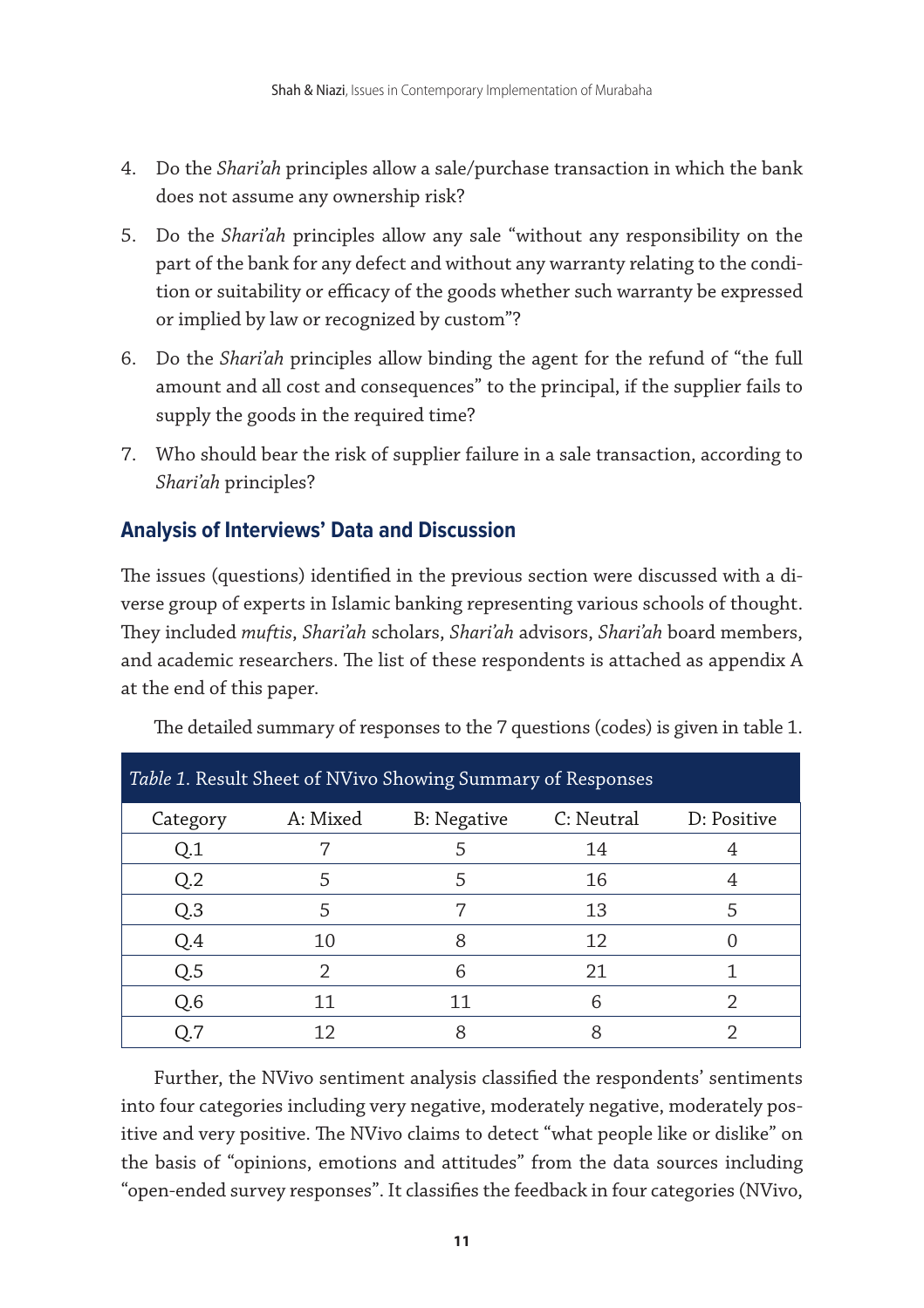4. Do the *Shari'ah* principles allow a sale/purchase transaction in which the bank does not assume any ownership risk?
5. Do the *Shari'ah* principles allow any sale "without any responsibility on the part of the bank for any defect and without any warranty relating to the condition or suitability or efficacy of the goods whether such warranty be expressed or implied by law or recognized by custom"?
6. Do the *Shari'ah* principles allow binding the agent for the refund of "the full amount and all cost and consequences" to the principal, if the supplier fails to supply the goods in the required time?
7. Who should bear the risk of supplier failure in a sale transaction, according to *Shari'ah* principles?

## Analysis of Interviews' Data and Discussion

The issues (questions) identified in the previous section were discussed with a diverse group of experts in Islamic banking representing various schools of thought. They included *muftis*, *Shari'ah* scholars, *Shari'ah* advisors, *Shari'ah* board members, and academic researchers. The list of these respondents is attached as appendix A at the end of this paper.

The detailed summary of responses to the 7 questions (codes) is given in table 1.

*Table 1.* Result Sheet of NVivo Showing Summary of Responses

| Category | A: Mixed | B: Negative | C: Neutral | D: Positive |
|---|---|---|---|---|
| Q.1 | 7 | 5 | 14 | 4 |
| Q.2 | 5 | 5 | 16 | 4 |
| Q.3 | 5 | 7 | 13 | 5 |
| Q.4 | 10 | 8 | 12 | 0 |
| Q.5 | 2 | 6 | 21 | 1 |
| Q.6 | 11 | 11 | 6 | 2 |
| Q.7 | 12 | 8 | 8 | 2 |

Further, the NVivo sentiment analysis classified the respondents' sentiments into four categories including very negative, moderately negative, moderately positive and very positive. The NVivo claims to detect "what people like or dislike" on the basis of "opinions, emotions and attitudes" from the data sources including "open-ended survey responses". It classifies the feedback in four categories (NVivo,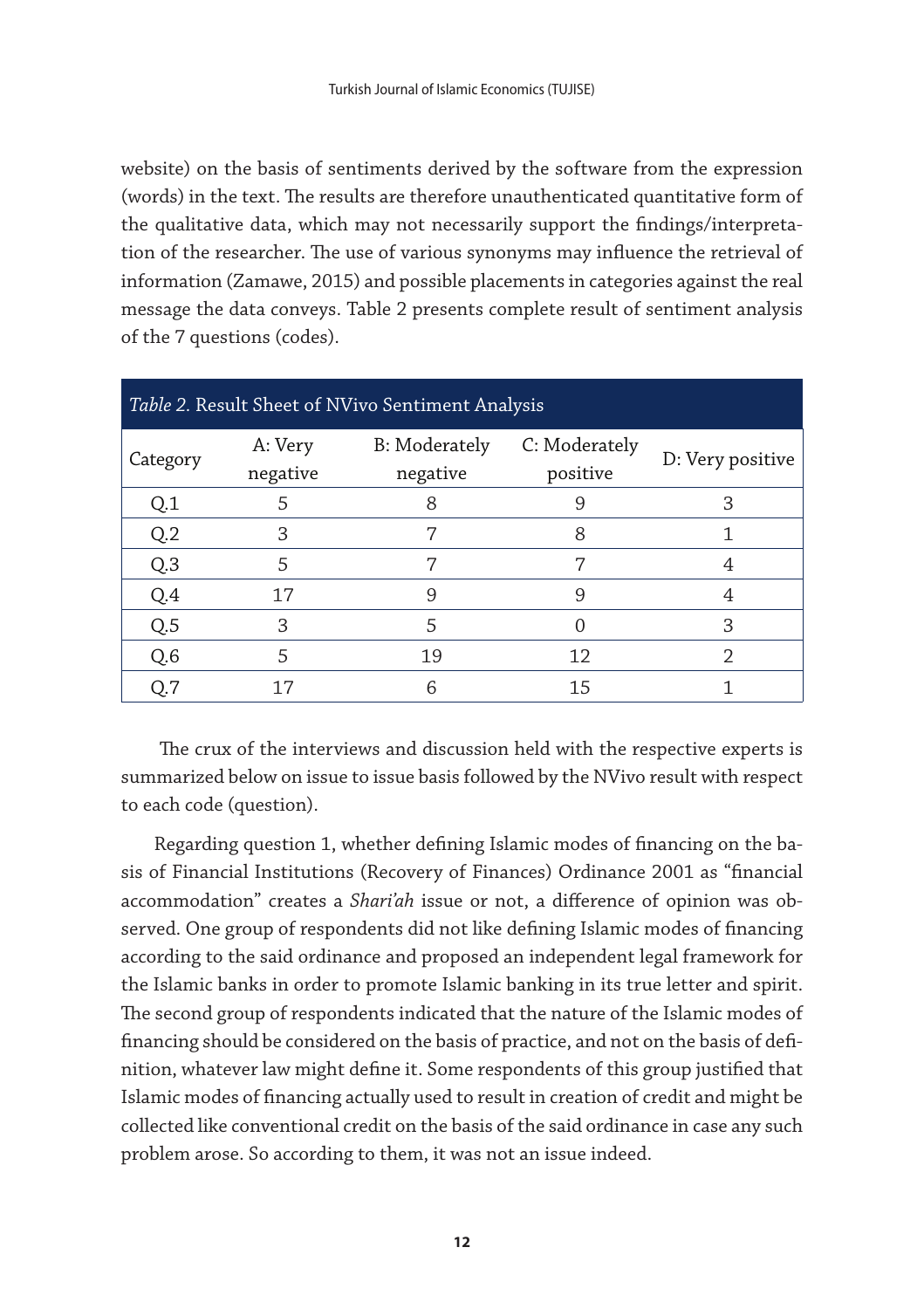website) on the basis of sentiments derived by the software from the expression (words) in the text. The results are therefore unauthenticated quantitative form of the qualitative data, which may not necessarily support the findings/interpretation of the researcher. The use of various synonyms may influence the retrieval of information (Zamawe, 2015) and possible placements in categories against the real message the data conveys. Table 2 presents complete result of sentiment analysis of the 7 questions (codes).

*Table 2.* Result Sheet of NVivo Sentiment Analysis

| Category | A: Very negative | B: Moderately negative | C: Moderately positive | D: Very positive |
|---|---|---|---|---|
| Q.1 | 5 | 8 | 9 | 3 |
| Q.2 | 3 | 7 | 8 | 1 |
| Q.3 | 5 | 7 | 7 | 4 |
| Q.4 | 17 | 9 | 9 | 4 |
| Q.5 | 3 | 5 | 0 | 3 |
| Q.6 | 5 | 19 | 12 | 2 |
| Q.7 | 17 | 6 | 15 | 1 |

The crux of the interviews and discussion held with the respective experts is summarized below on issue to issue basis followed by the NVivo result with respect to each code (question).

Regarding question 1, whether defining Islamic modes of financing on the basis of Financial Institutions (Recovery of Finances) Ordinance 2001 as "financial accommodation" creates a *Shari'ah* issue or not, a difference of opinion was observed. One group of respondents did not like defining Islamic modes of financing according to the said ordinance and proposed an independent legal framework for the Islamic banks in order to promote Islamic banking in its true letter and spirit. The second group of respondents indicated that the nature of the Islamic modes of financing should be considered on the basis of practice, and not on the basis of definition, whatever law might define it. Some respondents of this group justified that Islamic modes of financing actually used to result in creation of credit and might be collected like conventional credit on the basis of the said ordinance in case any such problem arose. So according to them, it was not an issue indeed.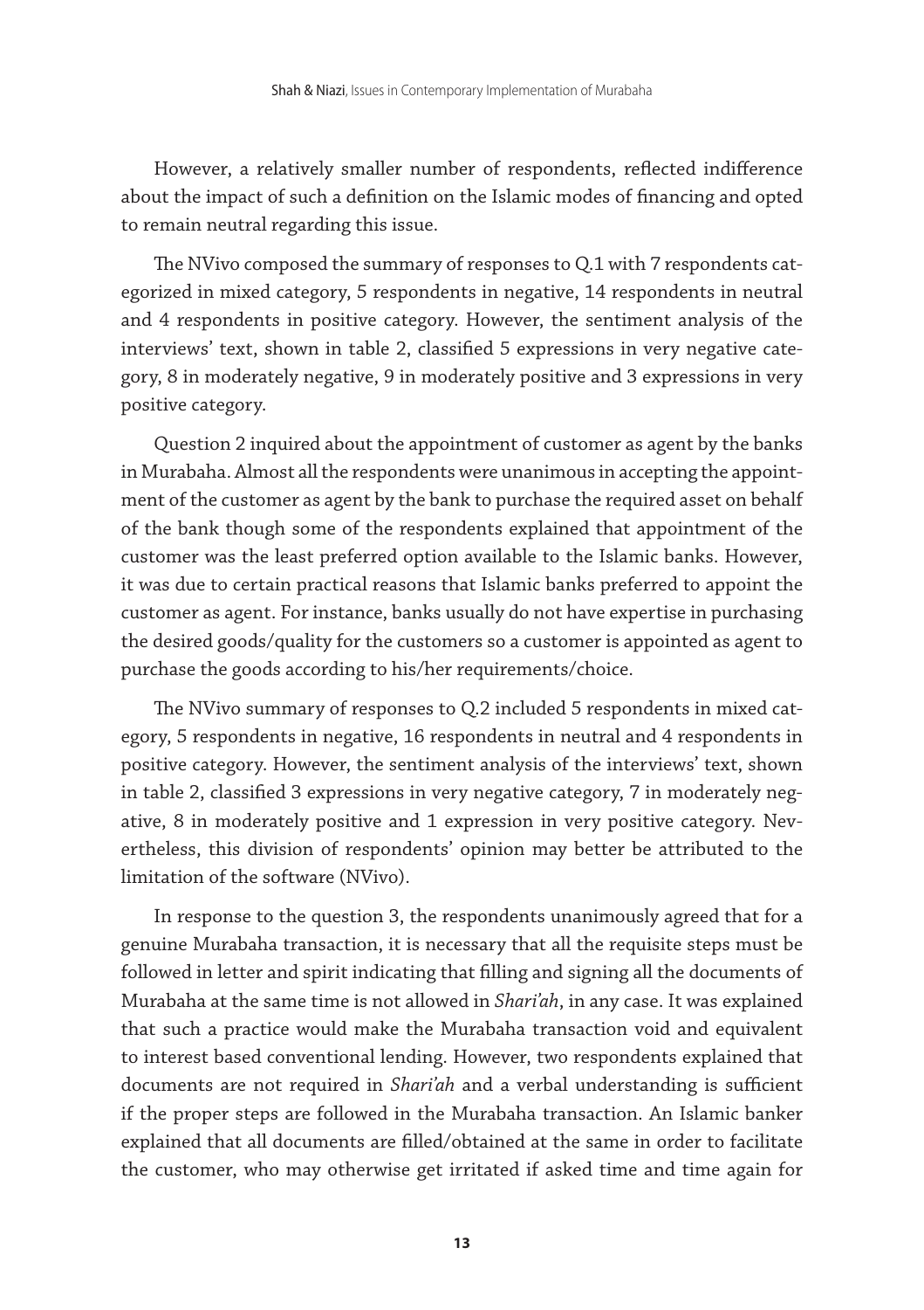However, a relatively smaller number of respondents, reflected indifference about the impact of such a definition on the Islamic modes of financing and opted to remain neutral regarding this issue.

The NVivo composed the summary of responses to Q.1 with 7 respondents categorized in mixed category, 5 respondents in negative, 14 respondents in neutral and 4 respondents in positive category. However, the sentiment analysis of the interviews' text, shown in table 2, classified 5 expressions in very negative category, 8 in moderately negative, 9 in moderately positive and 3 expressions in very positive category.

Question 2 inquired about the appointment of customer as agent by the banks in Murabaha. Almost all the respondents were unanimous in accepting the appointment of the customer as agent by the bank to purchase the required asset on behalf of the bank though some of the respondents explained that appointment of the customer was the least preferred option available to the Islamic banks. However, it was due to certain practical reasons that Islamic banks preferred to appoint the customer as agent. For instance, banks usually do not have expertise in purchasing the desired goods/quality for the customers so a customer is appointed as agent to purchase the goods according to his/her requirements/choice.

The NVivo summary of responses to Q.2 included 5 respondents in mixed category, 5 respondents in negative, 16 respondents in neutral and 4 respondents in positive category. However, the sentiment analysis of the interviews' text, shown in table 2, classified 3 expressions in very negative category, 7 in moderately negative, 8 in moderately positive and 1 expression in very positive category. Nevertheless, this division of respondents' opinion may better be attributed to the limitation of the software (NVivo).

In response to the question 3, the respondents unanimously agreed that for a genuine Murabaha transaction, it is necessary that all the requisite steps must be followed in letter and spirit indicating that filling and signing all the documents of Murabaha at the same time is not allowed in *Shari'ah*, in any case. It was explained that such a practice would make the Murabaha transaction void and equivalent to interest based conventional lending. However, two respondents explained that documents are not required in *Shari'ah* and a verbal understanding is sufficient if the proper steps are followed in the Murabaha transaction. An Islamic banker explained that all documents are filled/obtained at the same in order to facilitate the customer, who may otherwise get irritated if asked time and time again for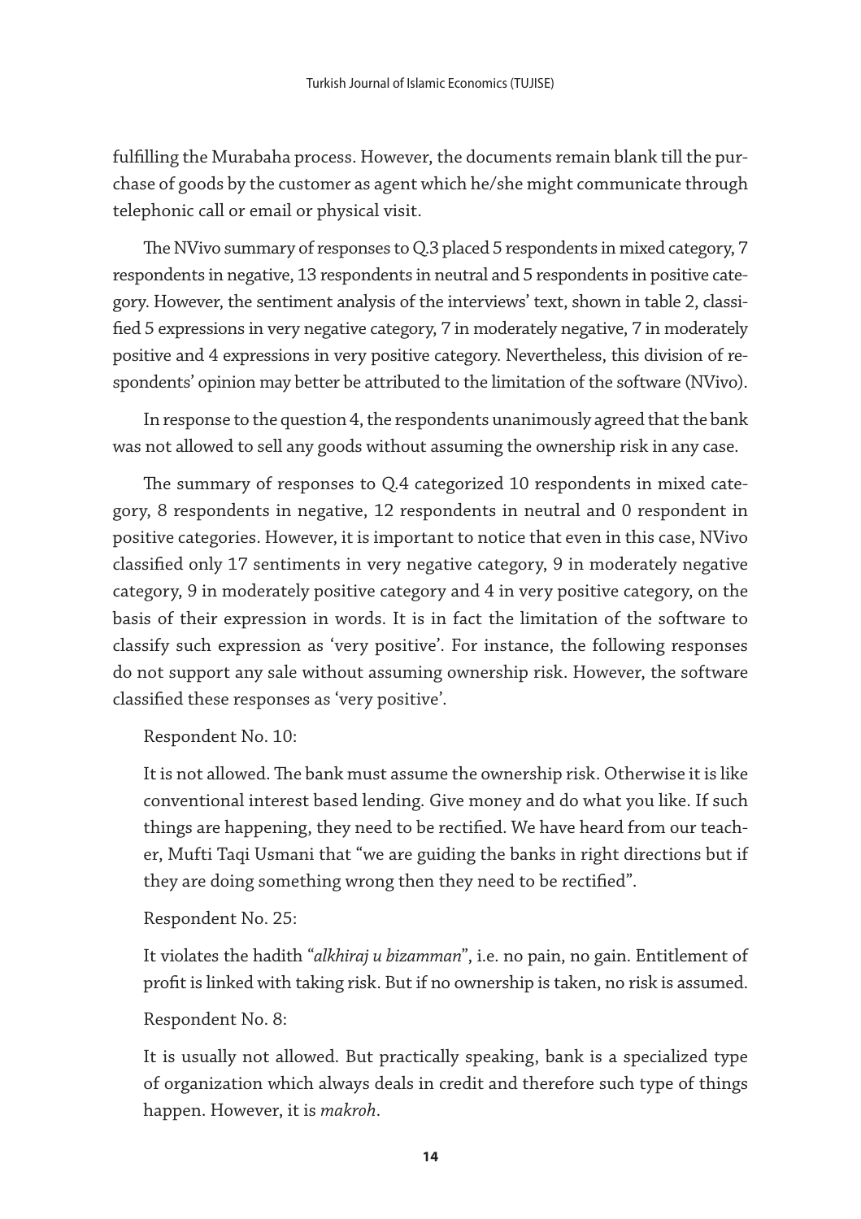fulfilling the Murabaha process. However, the documents remain blank till the purchase of goods by the customer as agent which he/she might communicate through telephonic call or email or physical visit.

The NVivo summary of responses to Q.3 placed 5 respondents in mixed category, 7 respondents in negative, 13 respondents in neutral and 5 respondents in positive category. However, the sentiment analysis of the interviews' text, shown in table 2, classified 5 expressions in very negative category, 7 in moderately negative, 7 in moderately positive and 4 expressions in very positive category. Nevertheless, this division of respondents' opinion may better be attributed to the limitation of the software (NVivo).

In response to the question 4, the respondents unanimously agreed that the bank was not allowed to sell any goods without assuming the ownership risk in any case.

The summary of responses to Q.4 categorized 10 respondents in mixed category, 8 respondents in negative, 12 respondents in neutral and 0 respondent in positive categories. However, it is important to notice that even in this case, NVivo classified only 17 sentiments in very negative category, 9 in moderately negative category, 9 in moderately positive category and 4 in very positive category, on the basis of their expression in words. It is in fact the limitation of the software to classify such expression as 'very positive'. For instance, the following responses do not support any sale without assuming ownership risk. However, the software classified these responses as 'very positive'.

Respondent No. 10:

> It is not allowed. The bank must assume the ownership risk. Otherwise it is like conventional interest based lending. Give money and do what you like. If such things are happening, they need to be rectified. We have heard from our teacher, Mufti Taqi Usmani that "we are guiding the banks in right directions but if they are doing something wrong then they need to be rectified".

Respondent No. 25:

> It violates the hadith "*alkhiraj u bizamman*", i.e. no pain, no gain. Entitlement of profit is linked with taking risk. But if no ownership is taken, no risk is assumed.

Respondent No. 8:

> It is usually not allowed. But practically speaking, bank is a specialized type of organization which always deals in credit and therefore such type of things happen. However, it is *makroh*.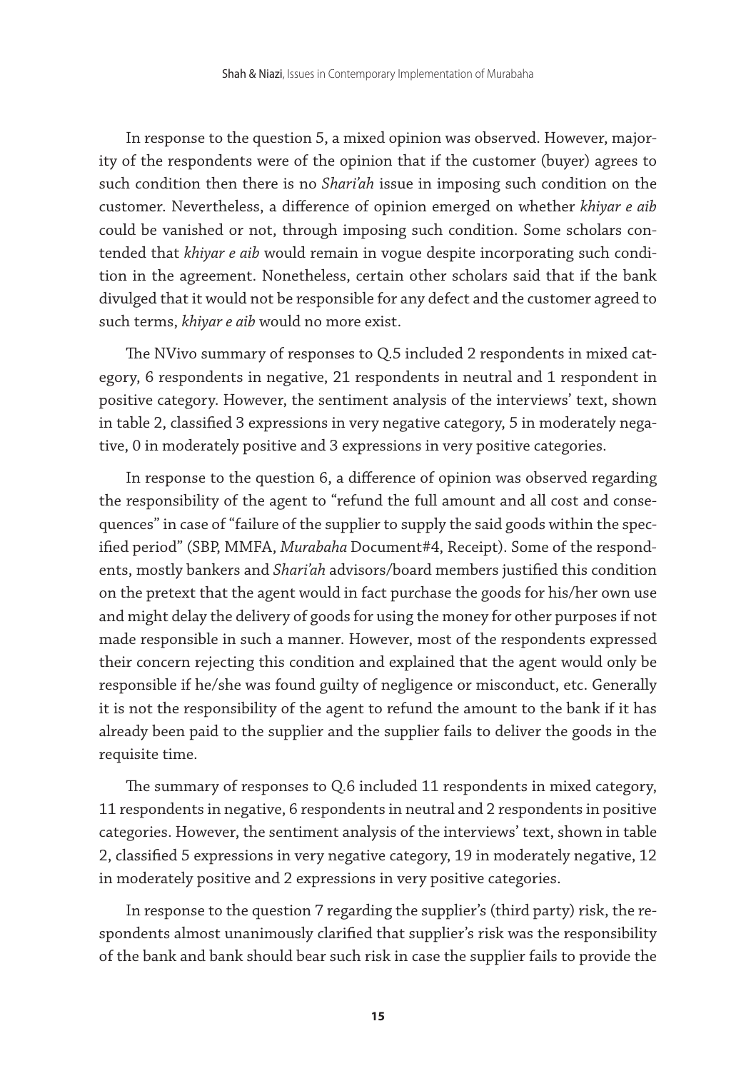In response to the question 5, a mixed opinion was observed. However, majority of the respondents were of the opinion that if the customer (buyer) agrees to such condition then there is no *Shari'ah* issue in imposing such condition on the customer. Nevertheless, a difference of opinion emerged on whether *khiyar e aib* could be vanished or not, through imposing such condition. Some scholars contended that *khiyar e aib* would remain in vogue despite incorporating such condition in the agreement. Nonetheless, certain other scholars said that if the bank divulged that it would not be responsible for any defect and the customer agreed to such terms, *khiyar e aib* would no more exist.

The NVivo summary of responses to Q.5 included 2 respondents in mixed category, 6 respondents in negative, 21 respondents in neutral and 1 respondent in positive category. However, the sentiment analysis of the interviews' text, shown in table 2, classified 3 expressions in very negative category, 5 in moderately negative, 0 in moderately positive and 3 expressions in very positive categories.

In response to the question 6, a difference of opinion was observed regarding the responsibility of the agent to "refund the full amount and all cost and consequences" in case of "failure of the supplier to supply the said goods within the specified period" (SBP, MMFA, *Murabaha* Document#4, Receipt). Some of the respondents, mostly bankers and *Shari'ah* advisors/board members justified this condition on the pretext that the agent would in fact purchase the goods for his/her own use and might delay the delivery of goods for using the money for other purposes if not made responsible in such a manner. However, most of the respondents expressed their concern rejecting this condition and explained that the agent would only be responsible if he/she was found guilty of negligence or misconduct, etc. Generally it is not the responsibility of the agent to refund the amount to the bank if it has already been paid to the supplier and the supplier fails to deliver the goods in the requisite time.

The summary of responses to Q.6 included 11 respondents in mixed category, 11 respondents in negative, 6 respondents in neutral and 2 respondents in positive categories. However, the sentiment analysis of the interviews' text, shown in table 2, classified 5 expressions in very negative category, 19 in moderately negative, 12 in moderately positive and 2 expressions in very positive categories.

In response to the question 7 regarding the supplier's (third party) risk, the respondents almost unanimously clarified that supplier's risk was the responsibility of the bank and bank should bear such risk in case the supplier fails to provide the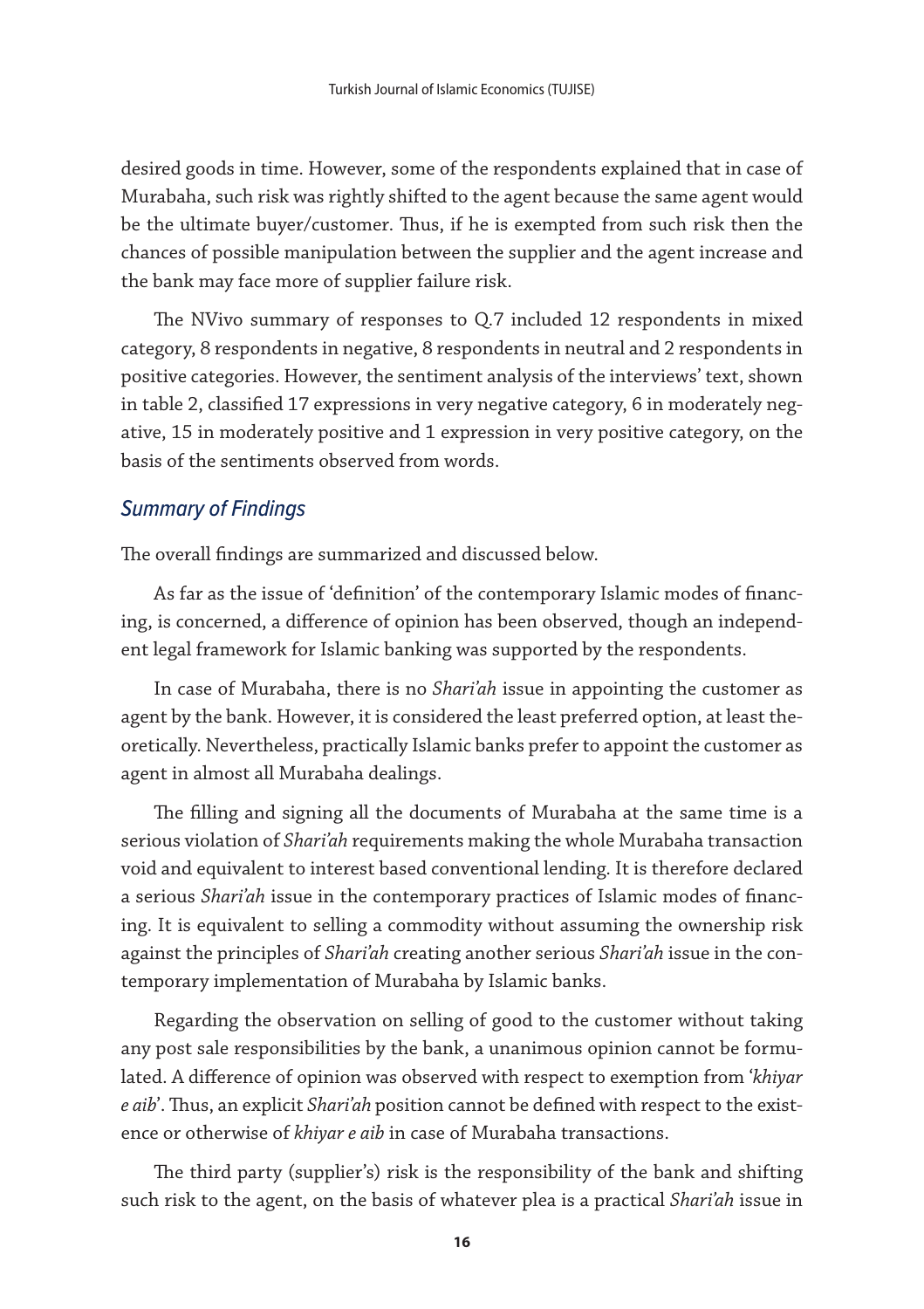desired goods in time. However, some of the respondents explained that in case of Murabaha, such risk was rightly shifted to the agent because the same agent would be the ultimate buyer/customer. Thus, if he is exempted from such risk then the chances of possible manipulation between the supplier and the agent increase and the bank may face more of supplier failure risk.

The NVivo summary of responses to Q.7 included 12 respondents in mixed category, 8 respondents in negative, 8 respondents in neutral and 2 respondents in positive categories. However, the sentiment analysis of the interviews' text, shown in table 2, classified 17 expressions in very negative category, 6 in moderately negative, 15 in moderately positive and 1 expression in very positive category, on the basis of the sentiments observed from words.

### *Summary of Findings*

The overall findings are summarized and discussed below.

As far as the issue of 'definition' of the contemporary Islamic modes of financing, is concerned, a difference of opinion has been observed, though an independent legal framework for Islamic banking was supported by the respondents.

In case of Murabaha, there is no *Shari'ah* issue in appointing the customer as agent by the bank. However, it is considered the least preferred option, at least theoretically. Nevertheless, practically Islamic banks prefer to appoint the customer as agent in almost all Murabaha dealings.

The filling and signing all the documents of Murabaha at the same time is a serious violation of *Shari'ah* requirements making the whole Murabaha transaction void and equivalent to interest based conventional lending. It is therefore declared a serious *Shari'ah* issue in the contemporary practices of Islamic modes of financing. It is equivalent to selling a commodity without assuming the ownership risk against the principles of *Shari'ah* creating another serious *Shari'ah* issue in the contemporary implementation of Murabaha by Islamic banks.

Regarding the observation on selling of good to the customer without taking any post sale responsibilities by the bank, a unanimous opinion cannot be formulated. A difference of opinion was observed with respect to exemption from '*khiyar e aib*'. Thus, an explicit *Shari'ah* position cannot be defined with respect to the existence or otherwise of *khiyar e aib* in case of Murabaha transactions.

The third party (supplier's) risk is the responsibility of the bank and shifting such risk to the agent, on the basis of whatever plea is a practical *Shari'ah* issue in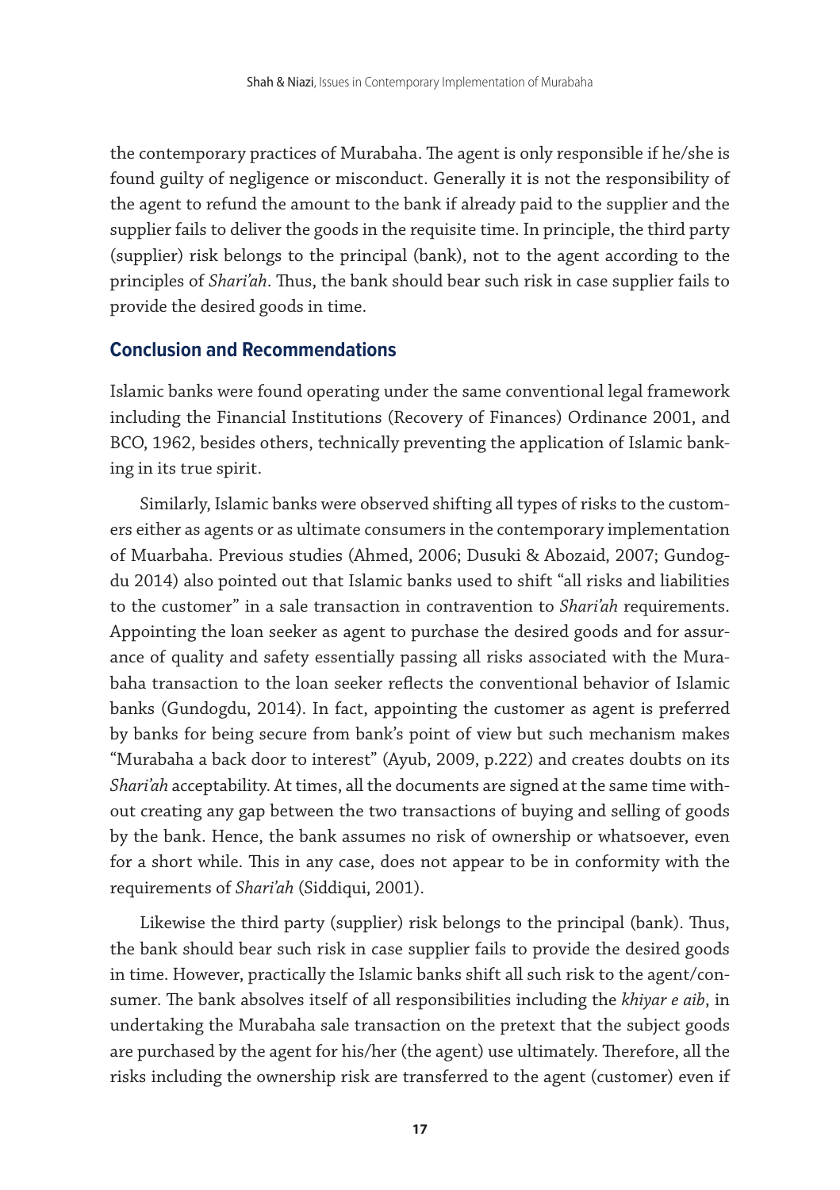the contemporary practices of Murabaha. The agent is only responsible if he/she is found guilty of negligence or misconduct. Generally it is not the responsibility of the agent to refund the amount to the bank if already paid to the supplier and the supplier fails to deliver the goods in the requisite time. In principle, the third party (supplier) risk belongs to the principal (bank), not to the agent according to the principles of *Shari'ah*. Thus, the bank should bear such risk in case supplier fails to provide the desired goods in time.

## Conclusion and Recommendations

Islamic banks were found operating under the same conventional legal framework including the Financial Institutions (Recovery of Finances) Ordinance 2001, and BCO, 1962, besides others, technically preventing the application of Islamic banking in its true spirit.

Similarly, Islamic banks were observed shifting all types of risks to the customers either as agents or as ultimate consumers in the contemporary implementation of Muarbaha. Previous studies (Ahmed, 2006; Dusuki & Abozaid, 2007; Gundogdu 2014) also pointed out that Islamic banks used to shift "all risks and liabilities to the customer" in a sale transaction in contravention to *Shari'ah* requirements. Appointing the loan seeker as agent to purchase the desired goods and for assurance of quality and safety essentially passing all risks associated with the Murabaha transaction to the loan seeker reflects the conventional behavior of Islamic banks (Gundogdu, 2014). In fact, appointing the customer as agent is preferred by banks for being secure from bank's point of view but such mechanism makes "Murabaha a back door to interest" (Ayub, 2009, p.222) and creates doubts on its *Shari'ah* acceptability. At times, all the documents are signed at the same time without creating any gap between the two transactions of buying and selling of goods by the bank. Hence, the bank assumes no risk of ownership or whatsoever, even for a short while. This in any case, does not appear to be in conformity with the requirements of *Shari'ah* (Siddiqui, 2001).

Likewise the third party (supplier) risk belongs to the principal (bank). Thus, the bank should bear such risk in case supplier fails to provide the desired goods in time. However, practically the Islamic banks shift all such risk to the agent/consumer. The bank absolves itself of all responsibilities including the *khiyar e aib*, in undertaking the Murabaha sale transaction on the pretext that the subject goods are purchased by the agent for his/her (the agent) use ultimately. Therefore, all the risks including the ownership risk are transferred to the agent (customer) even if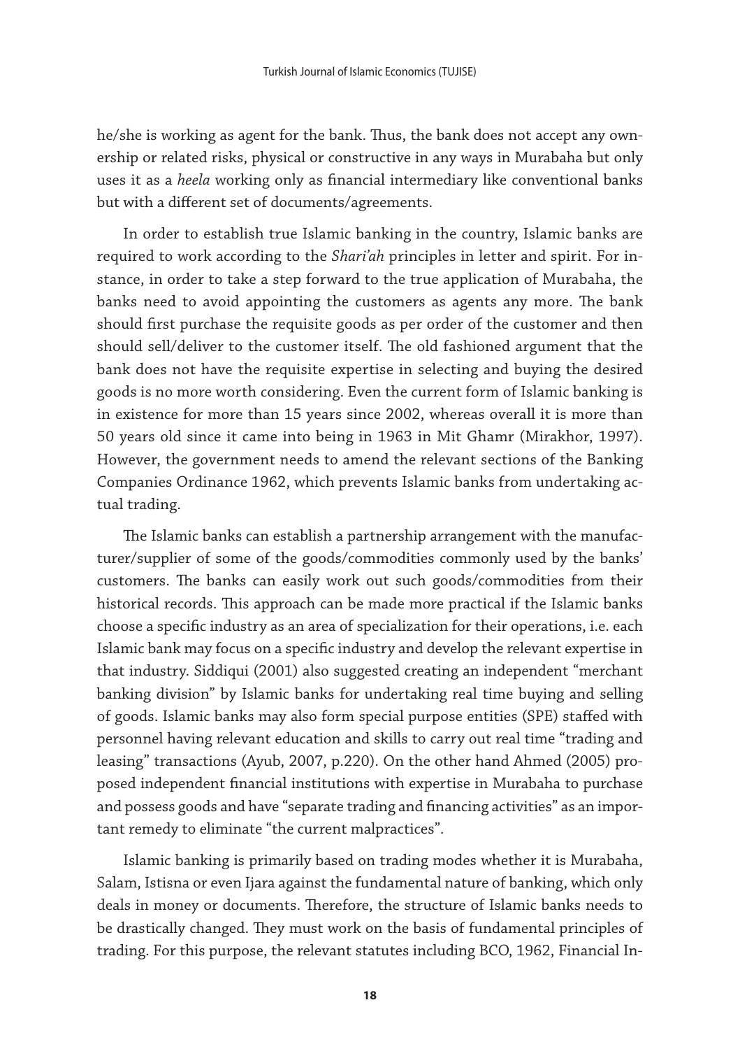he/she is working as agent for the bank. Thus, the bank does not accept any ownership or related risks, physical or constructive in any ways in Murabaha but only uses it as a *heela* working only as financial intermediary like conventional banks but with a different set of documents/agreements.

In order to establish true Islamic banking in the country, Islamic banks are required to work according to the *Shari'ah* principles in letter and spirit. For instance, in order to take a step forward to the true application of Murabaha, the banks need to avoid appointing the customers as agents any more. The bank should first purchase the requisite goods as per order of the customer and then should sell/deliver to the customer itself. The old fashioned argument that the bank does not have the requisite expertise in selecting and buying the desired goods is no more worth considering. Even the current form of Islamic banking is in existence for more than 15 years since 2002, whereas overall it is more than 50 years old since it came into being in 1963 in Mit Ghamr (Mirakhor, 1997). However, the government needs to amend the relevant sections of the Banking Companies Ordinance 1962, which prevents Islamic banks from undertaking actual trading.

The Islamic banks can establish a partnership arrangement with the manufacturer/supplier of some of the goods/commodities commonly used by the banks' customers. The banks can easily work out such goods/commodities from their historical records. This approach can be made more practical if the Islamic banks choose a specific industry as an area of specialization for their operations, i.e. each Islamic bank may focus on a specific industry and develop the relevant expertise in that industry. Siddiqui (2001) also suggested creating an independent "merchant banking division" by Islamic banks for undertaking real time buying and selling of goods. Islamic banks may also form special purpose entities (SPE) staffed with personnel having relevant education and skills to carry out real time "trading and leasing" transactions (Ayub, 2007, p.220). On the other hand Ahmed (2005) proposed independent financial institutions with expertise in Murabaha to purchase and possess goods and have "separate trading and financing activities" as an important remedy to eliminate "the current malpractices".

Islamic banking is primarily based on trading modes whether it is Murabaha, Salam, Istisna or even Ijara against the fundamental nature of banking, which only deals in money or documents. Therefore, the structure of Islamic banks needs to be drastically changed. They must work on the basis of fundamental principles of trading. For this purpose, the relevant statutes including BCO, 1962, Financial In-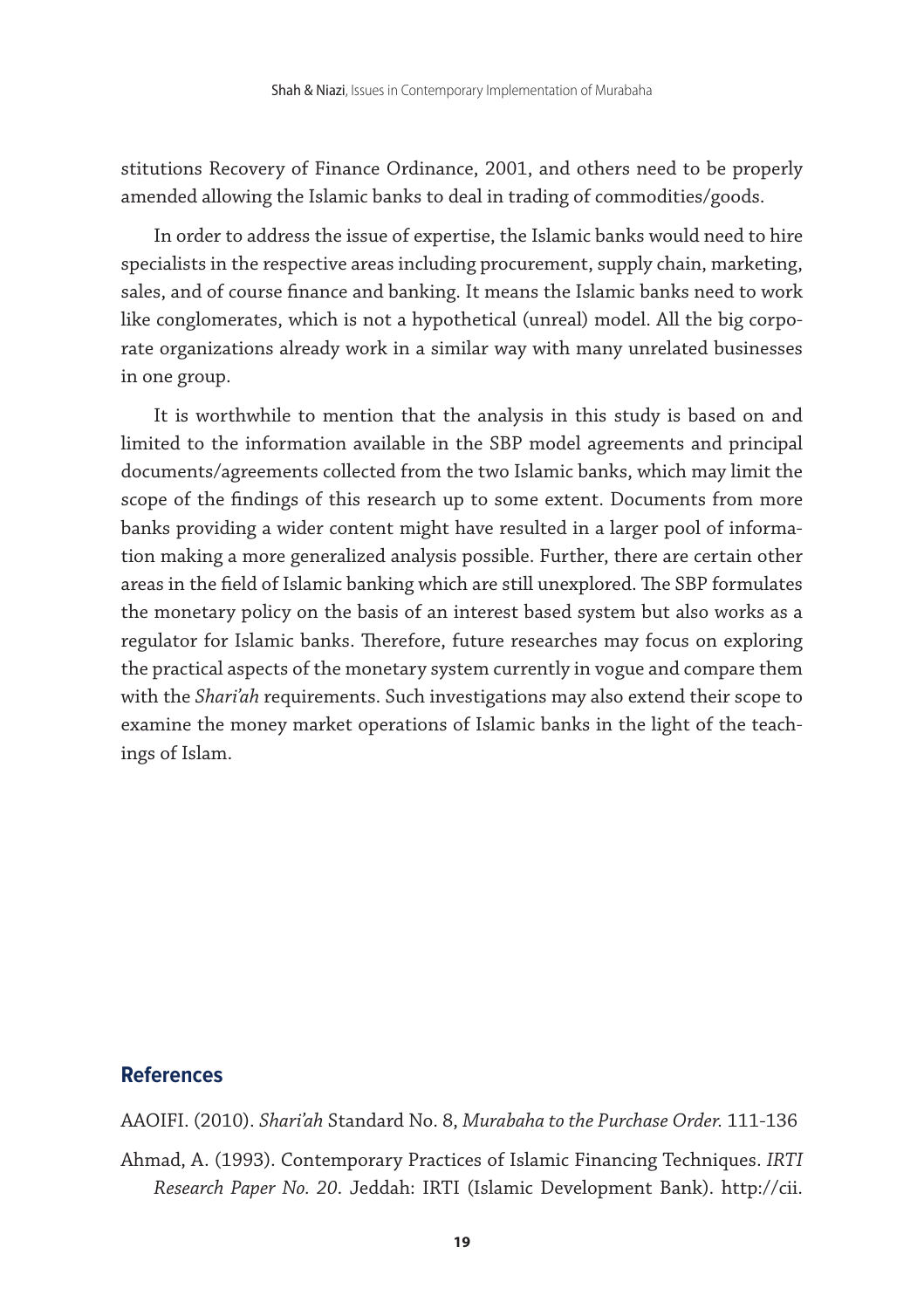stitutions Recovery of Finance Ordinance, 2001, and others need to be properly amended allowing the Islamic banks to deal in trading of commodities/goods.

In order to address the issue of expertise, the Islamic banks would need to hire specialists in the respective areas including procurement, supply chain, marketing, sales, and of course finance and banking. It means the Islamic banks need to work like conglomerates, which is not a hypothetical (unreal) model. All the big corporate organizations already work in a similar way with many unrelated businesses in one group.

It is worthwhile to mention that the analysis in this study is based on and limited to the information available in the SBP model agreements and principal documents/agreements collected from the two Islamic banks, which may limit the scope of the findings of this research up to some extent. Documents from more banks providing a wider content might have resulted in a larger pool of information making a more generalized analysis possible. Further, there are certain other areas in the field of Islamic banking which are still unexplored. The SBP formulates the monetary policy on the basis of an interest based system but also works as a regulator for Islamic banks. Therefore, future researches may focus on exploring the practical aspects of the monetary system currently in vogue and compare them with the *Shari'ah* requirements. Such investigations may also extend their scope to examine the money market operations of Islamic banks in the light of the teachings of Islam.

## References

AAOIFI. (2010). *Shari'ah* Standard No. 8, *Murabaha to the Purchase Order.* 111-136

Ahmad, A. (1993). Contemporary Practices of Islamic Financing Techniques. *IRTI Research Paper No. 20*. Jeddah: IRTI (Islamic Development Bank). http://cii.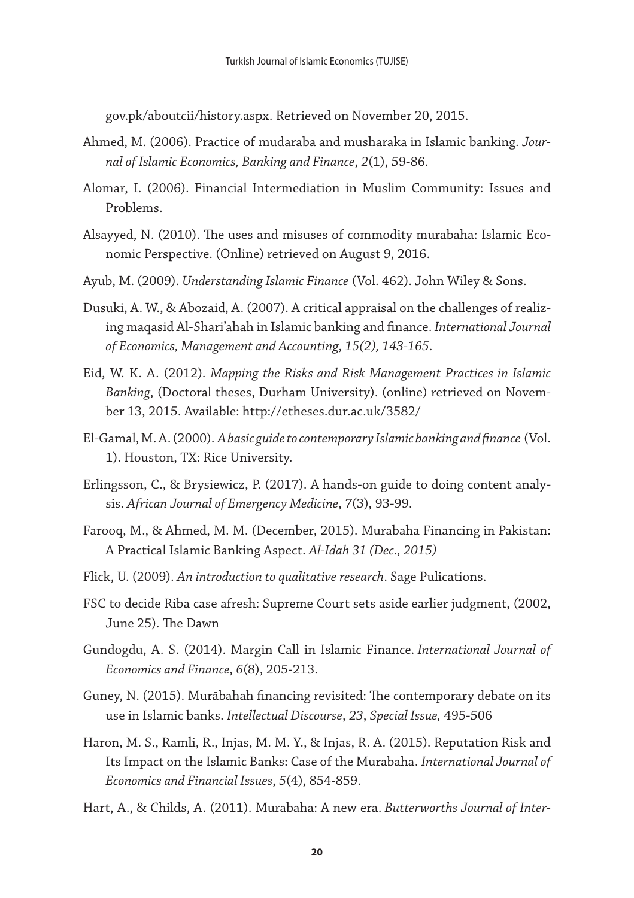gov.pk/aboutcii/history.aspx. Retrieved on November 20, 2015.

Ahmed, M. (2006). Practice of mudaraba and musharaka in Islamic banking. *Journal of Islamic Economics, Banking and Finance*, *2*(1), 59-86.

Alomar, I. (2006). Financial Intermediation in Muslim Community: Issues and Problems.

Alsayyed, N. (2010). The uses and misuses of commodity murabaha: Islamic Economic Perspective. (Online) retrieved on August 9, 2016.

Ayub, M. (2009). *Understanding Islamic Finance* (Vol. 462). John Wiley & Sons.

Dusuki, A. W., & Abozaid, A. (2007). A critical appraisal on the challenges of realizing maqasid Al-Shari'ahah in Islamic banking and finance. *International Journal of Economics, Management and Accounting*, *15(2), 143-165*.

Eid, W. K. A. (2012). *Mapping the Risks and Risk Management Practices in Islamic Banking*, (Doctoral theses, Durham University). (online) retrieved on November 13, 2015. Available: http://etheses.dur.ac.uk/3582/

El-Gamal, M. A. (2000). *A basic guide to contemporary Islamic banking and finance* (Vol. 1). Houston, TX: Rice University.

Erlingsson, C., & Brysiewicz, P. (2017). A hands-on guide to doing content analysis. *African Journal of Emergency Medicine*, *7*(3), 93-99.

Farooq, M., & Ahmed, M. M. (December, 2015). Murabaha Financing in Pakistan: A Practical Islamic Banking Aspect. *Al-Idah 31 (Dec., 2015)*

Flick, U. (2009). *An introduction to qualitative research*. Sage Pulications.

FSC to decide Riba case afresh: Supreme Court sets aside earlier judgment, (2002, June 25). The Dawn

Gundogdu, A. S. (2014). Margin Call in Islamic Finance. *International Journal of Economics and Finance*, *6*(8), 205-213.

Guney, N. (2015). Murābahah financing revisited: The contemporary debate on its use in Islamic banks. *Intellectual Discourse*, *23*, *Special Issue,* 495-506

Haron, M. S., Ramli, R., Injas, M. M. Y., & Injas, R. A. (2015). Reputation Risk and Its Impact on the Islamic Banks: Case of the Murabaha. *International Journal of Economics and Financial Issues*, *5*(4), 854-859.

Hart, A., & Childs, A. (2011). Murabaha: A new era. *Butterworths Journal of Inter-*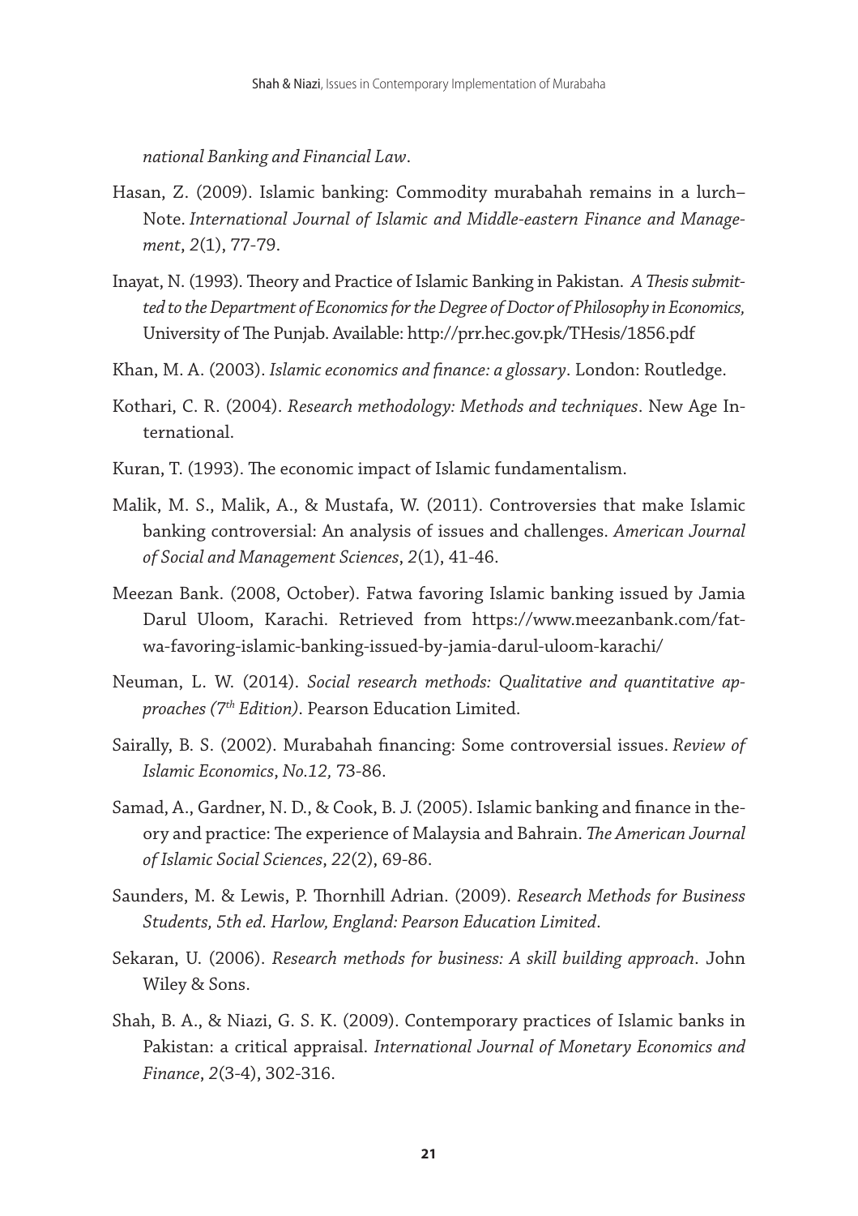*national Banking and Financial Law*.

Hasan, Z. (2009). Islamic banking: Commodity murabahah remains in a lurch–Note. *International Journal of Islamic and Middle-eastern Finance and Management*, *2*(1), 77-79.

Inayat, N. (1993). Theory and Practice of Islamic Banking in Pakistan. *A Thesis submitted to the Department of Economics for the Degree of Doctor of Philosophy in Economics,* University of The Punjab. Available: http://prr.hec.gov.pk/THesis/1856.pdf

Khan, M. A. (2003). *Islamic economics and finance: a glossary*. London: Routledge.

Kothari, C. R. (2004). *Research methodology: Methods and techniques*. New Age International.

Kuran, T. (1993). The economic impact of Islamic fundamentalism.

Malik, M. S., Malik, A., & Mustafa, W. (2011). Controversies that make Islamic banking controversial: An analysis of issues and challenges. *American Journal of Social and Management Sciences*, *2*(1), 41-46.

Meezan Bank. (2008, October). Fatwa favoring Islamic banking issued by Jamia Darul Uloom, Karachi. Retrieved from https://www.meezanbank.com/fatwa-favoring-islamic-banking-issued-by-jamia-darul-uloom-karachi/

Neuman, L. W. (2014). *Social research methods: Qualitative and quantitative approaches (7th Edition)*. Pearson Education Limited.

Sairally, B. S. (2002). Murabahah financing: Some controversial issues. *Review of Islamic Economics*, *No.12,* 73-86.

Samad, A., Gardner, N. D., & Cook, B. J. (2005). Islamic banking and finance in theory and practice: The experience of Malaysia and Bahrain. *The American Journal of Islamic Social Sciences*, *22*(2), 69-86.

Saunders, M. & Lewis, P. Thornhill Adrian. (2009). *Research Methods for Business Students, 5th ed. Harlow, England: Pearson Education Limited*.

Sekaran, U. (2006). *Research methods for business: A skill building approach*. John Wiley & Sons.

Shah, B. A., & Niazi, G. S. K. (2009). Contemporary practices of Islamic banks in Pakistan: a critical appraisal. *International Journal of Monetary Economics and Finance*, *2*(3-4), 302-316.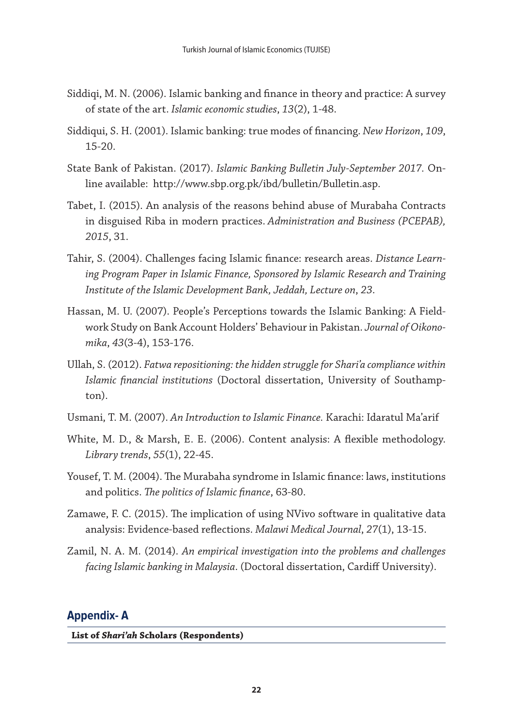Siddiqi, M. N. (2006). Islamic banking and finance in theory and practice: A survey of state of the art. *Islamic economic studies*, *13*(2), 1-48.

Siddiqui, S. H. (2001). Islamic banking: true modes of financing. *New Horizon*, *109*, 15-20.

State Bank of Pakistan. (2017). *Islamic Banking Bulletin July-September 2017*. Online available: http://www.sbp.org.pk/ibd/bulletin/Bulletin.asp.

Tabet, I. (2015). An analysis of the reasons behind abuse of Murabaha Contracts in disguised Riba in modern practices. *Administration and Business (PCEPAB), 2015*, 31.

Tahir, S. (2004). Challenges facing Islamic finance: research areas. *Distance Learning Program Paper in Islamic Finance, Sponsored by Islamic Research and Training Institute of the Islamic Development Bank, Jeddah, Lecture on*, *23*.

Hassan, M. U. (2007). People's Perceptions towards the Islamic Banking: A Fieldwork Study on Bank Account Holders' Behaviour in Pakistan. *Journal of Oikonomika*, *43*(3-4), 153-176.

Ullah, S. (2012). *Fatwa repositioning: the hidden struggle for Shari'a compliance within Islamic financial institutions* (Doctoral dissertation, University of Southampton).

Usmani, T. M. (2007). *An Introduction to Islamic Finance.* Karachi: Idaratul Ma'arif

White, M. D., & Marsh, E. E. (2006). Content analysis: A flexible methodology. *Library trends*, *55*(1), 22-45.

Yousef, T. M. (2004). The Murabaha syndrome in Islamic finance: laws, institutions and politics. *The politics of Islamic finance*, 63-80.

Zamawe, F. C. (2015). The implication of using NVivo software in qualitative data analysis: Evidence-based reflections. *Malawi Medical Journal*, *27*(1), 13-15.

Zamil, N. A. M. (2014). *An empirical investigation into the problems and challenges facing Islamic banking in Malaysia*. (Doctoral dissertation, Cardiff University).

## Appendix- A

**List of *Shari'ah* Scholars (Respondents)**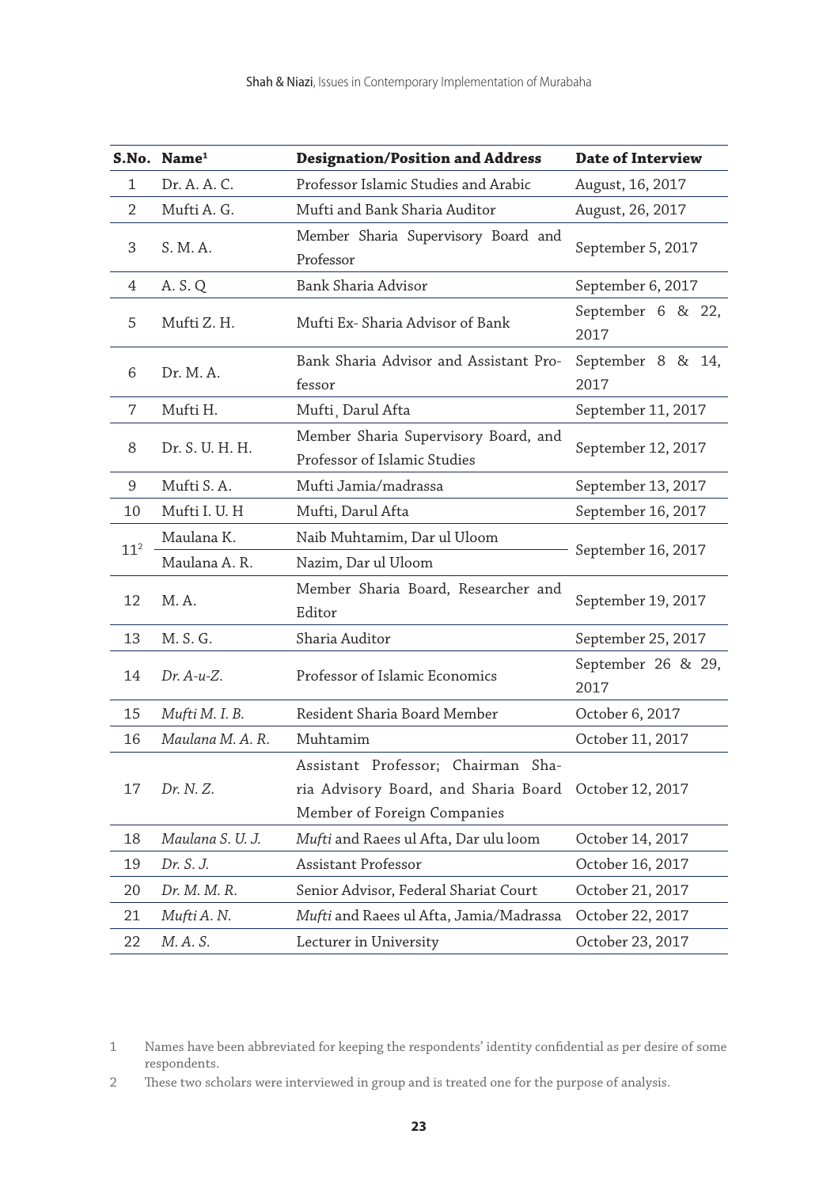| S.No. | Name[1] | Designation/Position and Address | Date of Interview |
|---|---|---|---|
| 1 | Dr. A. A. C. | Professor Islamic Studies and Arabic | August, 16, 2017 |
| 2 | Mufti A. G. | Mufti and Bank Sharia Auditor | August, 26, 2017 |
| 3 | S. M. A. | Member Sharia Supervisory Board and Professor | September 5, 2017 |
| 4 | A. S. Q | Bank Sharia Advisor | September 6, 2017 |
| 5 | Mufti Z. H. | Mufti Ex- Sharia Advisor of Bank | September 6 & 22, 2017 |
| 6 | Dr. M. A. | Bank Sharia Advisor and Assistant Professor | September 8 & 14, 2017 |
| 7 | Mufti H. | Mufti, Darul Afta | September 11, 2017 |
| 8 | Dr. S. U. H. H. | Member Sharia Supervisory Board, and Professor of Islamic Studies | September 12, 2017 |
| 9 | Mufti S. A. | Mufti Jamia/madrassa | September 13, 2017 |
| 10 | Mufti I. U. H | Mufti, Darul Afta | September 16, 2017 |
| 11[2] | Maulana K. | Naib Muhtamim, Dar ul Uloom | September 16, 2017 |
| | Maulana A. R. | Nazim, Dar ul Uloom | |
| 12 | M. A. | Member Sharia Board, Researcher and Editor | September 19, 2017 |
| 13 | M. S. G. | Sharia Auditor | September 25, 2017 |
| 14 | *Dr. A-u-Z.* | Professor of Islamic Economics | September 26 & 29, 2017 |
| 15 | *Mufti M. I. B.* | Resident Sharia Board Member | October 6, 2017 |
| 16 | *Maulana M. A. R.* | Muhtamim | October 11, 2017 |
| 17 | *Dr. N. Z.* | Assistant Professor; Chairman Sharia Advisory Board, and Sharia Board Member of Foreign Companies | October 12, 2017 |
| 18 | *Maulana S. U. J.* | *Mufti* and Raees ul Afta, Dar ulu loom | October 14, 2017 |
| 19 | *Dr. S. J.* | Assistant Professor | October 16, 2017 |
| 20 | *Dr. M. M. R.* | Senior Advisor, Federal Shariat Court | October 21, 2017 |
| 21 | *Mufti A. N.* | *Mufti* and Raees ul Afta, Jamia/Madrassa | October 22, 2017 |
| 22 | *M. A. S.* | Lecturer in University | October 23, 2017 |

1 Names have been abbreviated for keeping the respondents' identity confidential as per desire of some respondents.

2 These two scholars were interviewed in group and is treated one for the purpose of analysis.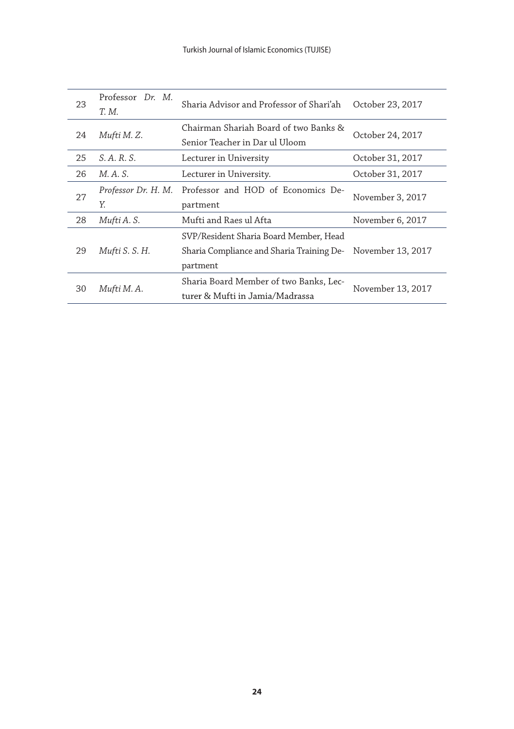| | | | |
|---|---|---|---|
| 23 | Professor *Dr. M. T. M.* | Sharia Advisor and Professor of Shari'ah | October 23, 2017 |
| 24 | *Mufti M. Z.* | Chairman Shariah Board of two Banks & Senior Teacher in Dar ul Uloom | October 24, 2017 |
| 25 | *S. A. R. S.* | Lecturer in University | October 31, 2017 |
| 26 | *M. A. S.* | Lecturer in University. | October 31, 2017 |
| 27 | *Professor Dr. H. M. Y.* | Professor and HOD of Economics Department | November 3, 2017 |
| 28 | *Mufti A. S.* | Mufti and Raes ul Afta | November 6, 2017 |
| 29 | *Mufti S. S. H.* | SVP/Resident Sharia Board Member, Head Sharia Compliance and Sharia Training Department | November 13, 2017 |
| 30 | *Mufti M. A.* | Sharia Board Member of two Banks, Lecturer & Mufti in Jamia/Madrassa | November 13, 2017 |